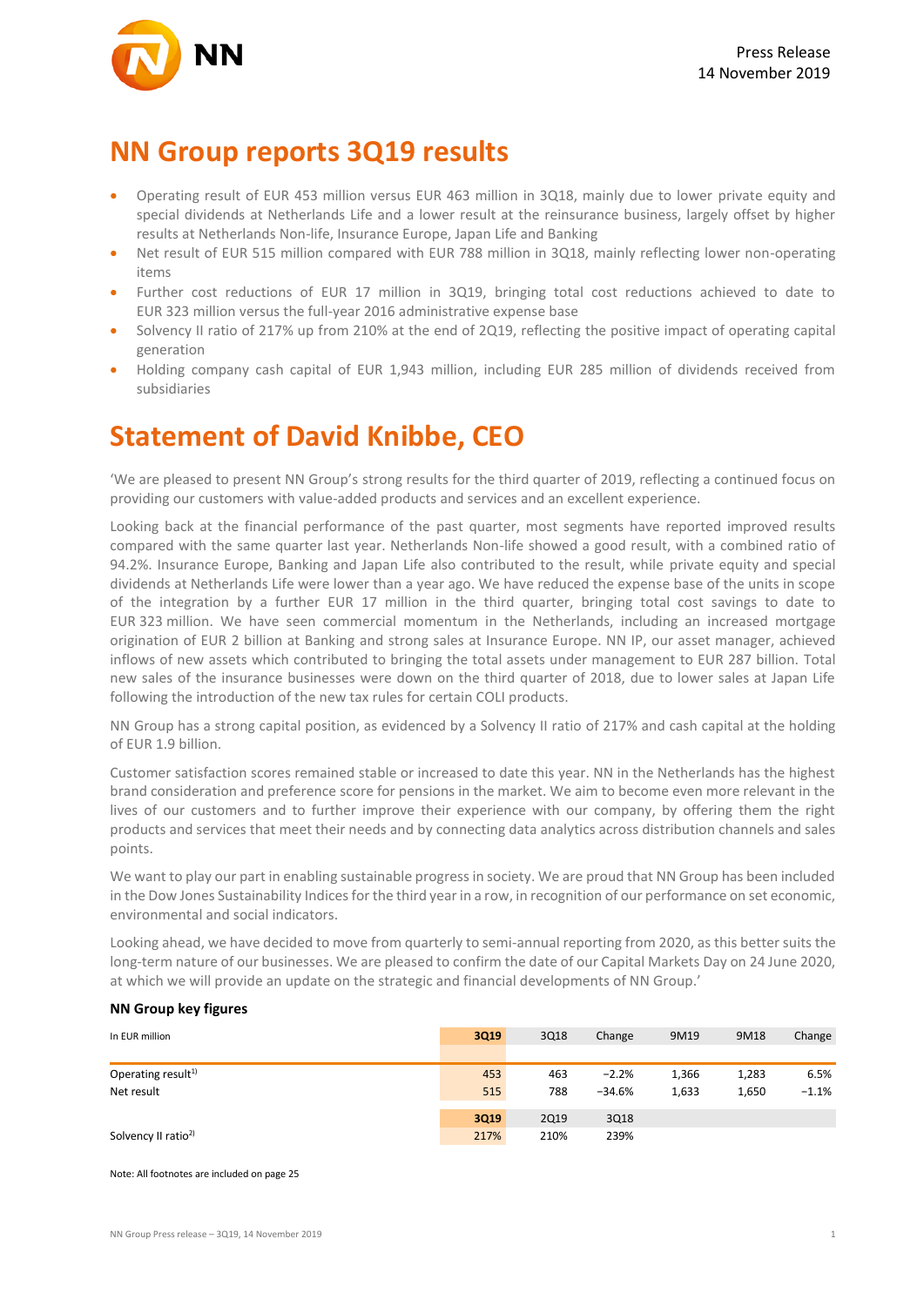Press Release
14 November 2019

# NN Group reports 3Q19 results

- Operating result of EUR 453 million versus EUR 463 million in 3Q18, mainly due to lower private equity and special dividends at Netherlands Life and a lower result at the reinsurance business, largely offset by higher results at Netherlands Non-life, Insurance Europe, Japan Life and Banking
- Net result of EUR 515 million compared with EUR 788 million in 3Q18, mainly reflecting lower non-operating items
- Further cost reductions of EUR 17 million in 3Q19, bringing total cost reductions achieved to date to EUR 323 million versus the full-year 2016 administrative expense base
- Solvency II ratio of 217% up from 210% at the end of 2Q19, reflecting the positive impact of operating capital generation
- Holding company cash capital of EUR 1,943 million, including EUR 285 million of dividends received from subsidiaries

# Statement of David Knibbe, CEO

'We are pleased to present NN Group's strong results for the third quarter of 2019, reflecting a continued focus on providing our customers with value-added products and services and an excellent experience.

Looking back at the financial performance of the past quarter, most segments have reported improved results compared with the same quarter last year. Netherlands Non-life showed a good result, with a combined ratio of 94.2%. Insurance Europe, Banking and Japan Life also contributed to the result, while private equity and special dividends at Netherlands Life were lower than a year ago. We have reduced the expense base of the units in scope of the integration by a further EUR 17 million in the third quarter, bringing total cost savings to date to EUR 323 million. We have seen commercial momentum in the Netherlands, including an increased mortgage origination of EUR 2 billion at Banking and strong sales at Insurance Europe. NN IP, our asset manager, achieved inflows of new assets which contributed to bringing the total assets under management to EUR 287 billion. Total new sales of the insurance businesses were down on the third quarter of 2018, due to lower sales at Japan Life following the introduction of the new tax rules for certain COLI products.

NN Group has a strong capital position, as evidenced by a Solvency II ratio of 217% and cash capital at the holding of EUR 1.9 billion.

Customer satisfaction scores remained stable or increased to date this year. NN in the Netherlands has the highest brand consideration and preference score for pensions in the market. We aim to become even more relevant in the lives of our customers and to further improve their experience with our company, by offering them the right products and services that meet their needs and by connecting data analytics across distribution channels and sales points.

We want to play our part in enabling sustainable progress in society. We are proud that NN Group has been included in the Dow Jones Sustainability Indices for the third year in a row, in recognition of our performance on set economic, environmental and social indicators.

Looking ahead, we have decided to move from quarterly to semi-annual reporting from 2020, as this better suits the long-term nature of our businesses. We are pleased to confirm the date of our Capital Markets Day on 24 June 2020, at which we will provide an update on the strategic and financial developments of NN Group.'

### NN Group key figures

| In EUR million | 3Q19 | 3Q18 | Change | 9M19 | 9M18 | Change |
|---|---|---|---|---|---|---|
| Operating result[1)] | 453 | 463 | −2.2% | 1,366 | 1,283 | 6.5% |
| Net result | 515 | 788 | −34.6% | 1,633 | 1,650 | −1.1% |
| | **3Q19** | **2Q19** | **3Q18** | | | |
| Solvency II ratio[2)] | 217% | 210% | 239% | | | |

Note: All footnotes are included on page 25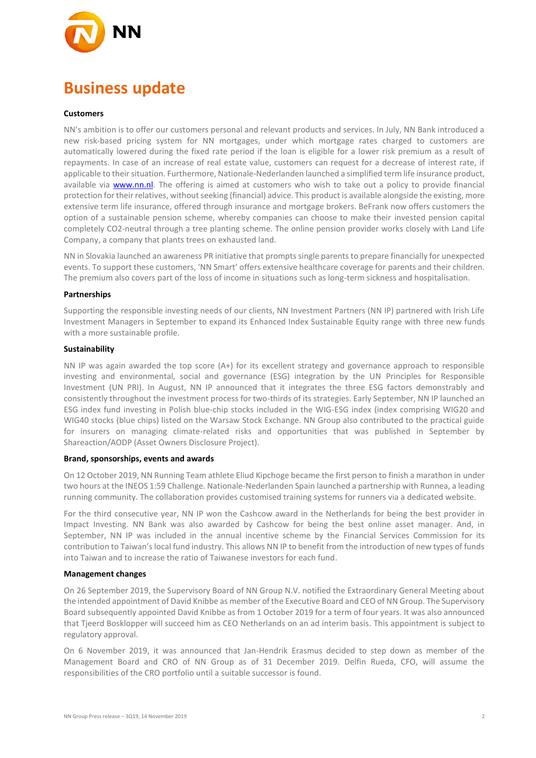# Business update

**Customers**

NN's ambition is to offer our customers personal and relevant products and services. In July, NN Bank introduced a new risk-based pricing system for NN mortgages, under which mortgage rates charged to customers are automatically lowered during the fixed rate period if the loan is eligible for a lower risk premium as a result of repayments. In case of an increase of real estate value, customers can request for a decrease of interest rate, if applicable to their situation. Furthermore, Nationale-Nederlanden launched a simplified term life insurance product, available via www.nn.nl. The offering is aimed at customers who wish to take out a policy to provide financial protection for their relatives, without seeking (financial) advice. This product is available alongside the existing, more extensive term life insurance, offered through insurance and mortgage brokers. BeFrank now offers customers the option of a sustainable pension scheme, whereby companies can choose to make their invested pension capital completely CO2-neutral through a tree planting scheme. The online pension provider works closely with Land Life Company, a company that plants trees on exhausted land.

NN in Slovakia launched an awareness PR initiative that prompts single parents to prepare financially for unexpected events. To support these customers, 'NN Smart' offers extensive healthcare coverage for parents and their children. The premium also covers part of the loss of income in situations such as long-term sickness and hospitalisation.

**Partnerships**

Supporting the responsible investing needs of our clients, NN Investment Partners (NN IP) partnered with Irish Life Investment Managers in September to expand its Enhanced Index Sustainable Equity range with three new funds with a more sustainable profile.

**Sustainability**

NN IP was again awarded the top score (A+) for its excellent strategy and governance approach to responsible investing and environmental, social and governance (ESG) integration by the UN Principles for Responsible Investment (UN PRI). In August, NN IP announced that it integrates the three ESG factors demonstrably and consistently throughout the investment process for two-thirds of its strategies. Early September, NN IP launched an ESG index fund investing in Polish blue-chip stocks included in the WIG-ESG index (index comprising WIG20 and WIG40 stocks (blue chips) listed on the Warsaw Stock Exchange. NN Group also contributed to the practical guide for insurers on managing climate-related risks and opportunities that was published in September by Shareaction/AODP (Asset Owners Disclosure Project).

**Brand, sponsorships, events and awards**

On 12 October 2019, NN Running Team athlete Eliud Kipchoge became the first person to finish a marathon in under two hours at the INEOS 1:59 Challenge. Nationale-Nederlanden Spain launched a partnership with Runnea, a leading running community. The collaboration provides customised training systems for runners via a dedicated website.

For the third consecutive year, NN IP won the Cashcow award in the Netherlands for being the best provider in Impact Investing. NN Bank was also awarded by Cashcow for being the best online asset manager. And, in September, NN IP was included in the annual incentive scheme by the Financial Services Commission for its contribution to Taiwan's local fund industry. This allows NN IP to benefit from the introduction of new types of funds into Taiwan and to increase the ratio of Taiwanese investors for each fund.

**Management changes**

On 26 September 2019, the Supervisory Board of NN Group N.V. notified the Extraordinary General Meeting about the intended appointment of David Knibbe as member of the Executive Board and CEO of NN Group. The Supervisory Board subsequently appointed David Knibbe as from 1 October 2019 for a term of four years. It was also announced that Tjeerd Bosklopper will succeed him as CEO Netherlands on an ad interim basis. This appointment is subject to regulatory approval.

On 6 November 2019, it was announced that Jan-Hendrik Erasmus decided to step down as member of the Management Board and CRO of NN Group as of 31 December 2019. Delfin Rueda, CFO, will assume the responsibilities of the CRO portfolio until a suitable successor is found.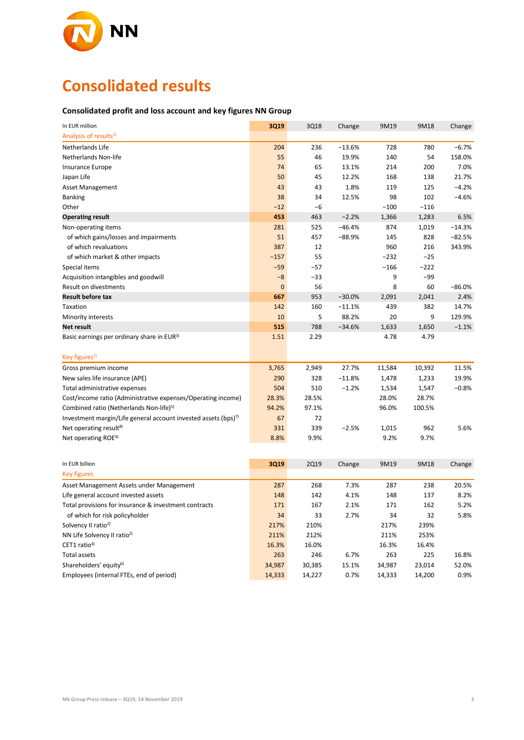# Consolidated results

### Consolidated profit and loss account and key figures NN Group

| In EUR million | 3Q19 | 3Q18 | Change | 9M19 | 9M18 | Change |
|---|---|---|---|---|---|---|
| Analysis of results[1] | | | | | | |
| Netherlands Life | 204 | 236 | −13.6% | 728 | 780 | −6.7% |
| Netherlands Non-life | 55 | 46 | 19.9% | 140 | 54 | 158.0% |
| Insurance Europe | 74 | 65 | 13.1% | 214 | 200 | 7.0% |
| Japan Life | 50 | 45 | 12.2% | 168 | 138 | 21.7% |
| Asset Management | 43 | 43 | 1.8% | 119 | 125 | −4.2% |
| Banking | 38 | 34 | 12.5% | 98 | 102 | −4.6% |
| Other | −12 | −6 | | −100 | −116 | |
| **Operating result** | **453** | 463 | −2.2% | 1,366 | 1,283 | 6.5% |
| Non-operating items | 281 | 525 | −46.4% | 874 | 1,019 | −14.3% |
| of which gains/losses and impairments | 51 | 457 | −88.9% | 145 | 828 | −82.5% |
| of which revaluations | 387 | 12 | | 960 | 216 | 343.9% |
| of which market & other impacts | −157 | 55 | | −232 | −25 | |
| Special items | −59 | −57 | | −166 | −222 | |
| Acquisition intangibles and goodwill | −8 | −33 | | 9 | −99 | |
| Result on divestments | 0 | 56 | | 8 | 60 | −86.0% |
| **Result before tax** | **667** | 953 | −30.0% | 2,091 | 2,041 | 2.4% |
| Taxation | 142 | 160 | −11.1% | 439 | 382 | 14.7% |
| Minority interests | 10 | 5 | 88.2% | 20 | 9 | 129.9% |
| **Net result** | **515** | 788 | −34.6% | 1,633 | 1,650 | −1.1% |
| Basic earnings per ordinary share in EUR[3] | 1.51 | 2.29 | | 4.78 | 4.79 | |
| | | | | | | |
| Key figures[1] | | | | | | |
| Gross premium income | 3,765 | 2,949 | 27.7% | 11,584 | 10,392 | 11.5% |
| New sales life insurance (APE) | 290 | 328 | −11.8% | 1,478 | 1,233 | 19.9% |
| Total administrative expenses | 504 | 510 | −1.2% | 1,534 | 1,547 | −0.8% |
| Cost/income ratio (Administrative expenses/Operating income) | 28.3% | 28.5% | | 28.0% | 28.7% | |
| Combined ratio (Netherlands Non-life)[5] | 94.2% | 97.1% | | 96.0% | 100.5% | |
| Investment margin/Life general account invested assets (bps)[7] | 67 | 72 | | | | |
| Net operating result[8] | 331 | 339 | −2.5% | 1,015 | 962 | 5.6% |
| Net operating ROE[9] | 8.8% | 9.9% | | 9.2% | 9.7% | |

| In EUR billion | 3Q19 | 2Q19 | Change | 9M19 | 9M18 | Change |
|---|---|---|---|---|---|---|
| Key figures | | | | | | |
| Asset Management Assets under Management | 287 | 268 | 7.3% | 287 | 238 | 20.5% |
| Life general account invested assets | 148 | 142 | 4.1% | 148 | 137 | 8.2% |
| Total provisions for insurance & investment contracts | 171 | 167 | 2.1% | 171 | 162 | 5.2% |
| of which for risk policyholder | 34 | 33 | 2.7% | 34 | 32 | 5.8% |
| Solvency II ratio[2] | 217% | 210% | | 217% | 239% | |
| NN Life Solvency II ratio[2] | 211% | 212% | | 211% | 253% | |
| CET1 ratio[4] | 16.3% | 16.0% | | 16.3% | 16.4% | |
| Total assets | 263 | 246 | 6.7% | 263 | 225 | 16.8% |
| Shareholders' equity[6] | 34,987 | 30,385 | 15.1% | 34,987 | 23,014 | 52.0% |
| Employees (internal FTEs, end of period) | 14,333 | 14,227 | 0.7% | 14,333 | 14,200 | 0.9% |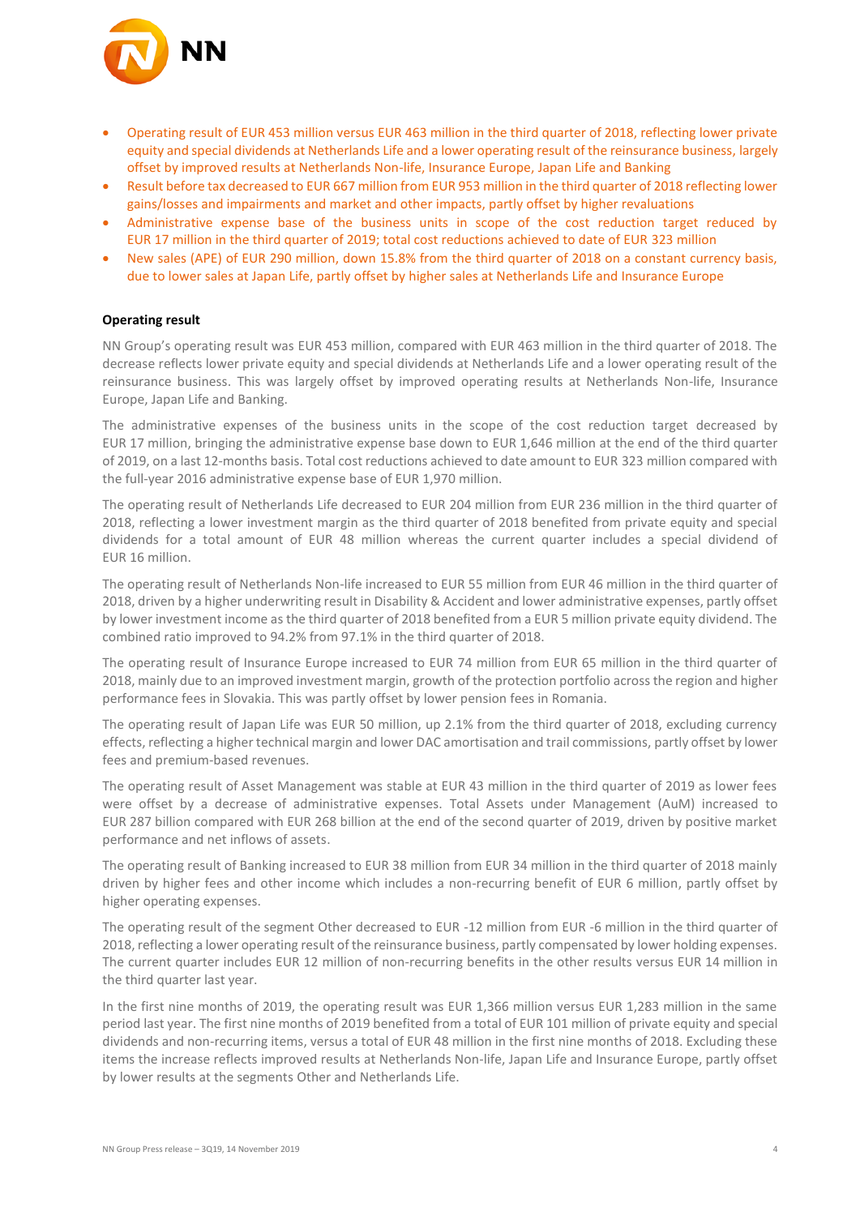- Operating result of EUR 453 million versus EUR 463 million in the third quarter of 2018, reflecting lower private equity and special dividends at Netherlands Life and a lower operating result of the reinsurance business, largely offset by improved results at Netherlands Non-life, Insurance Europe, Japan Life and Banking
- Result before tax decreased to EUR 667 million from EUR 953 million in the third quarter of 2018 reflecting lower gains/losses and impairments and market and other impacts, partly offset by higher revaluations
- Administrative expense base of the business units in scope of the cost reduction target reduced by EUR 17 million in the third quarter of 2019; total cost reductions achieved to date of EUR 323 million
- New sales (APE) of EUR 290 million, down 15.8% from the third quarter of 2018 on a constant currency basis, due to lower sales at Japan Life, partly offset by higher sales at Netherlands Life and Insurance Europe

**Operating result**

NN Group's operating result was EUR 453 million, compared with EUR 463 million in the third quarter of 2018. The decrease reflects lower private equity and special dividends at Netherlands Life and a lower operating result of the reinsurance business. This was largely offset by improved operating results at Netherlands Non-life, Insurance Europe, Japan Life and Banking.

The administrative expenses of the business units in the scope of the cost reduction target decreased by EUR 17 million, bringing the administrative expense base down to EUR 1,646 million at the end of the third quarter of 2019, on a last 12-months basis. Total cost reductions achieved to date amount to EUR 323 million compared with the full-year 2016 administrative expense base of EUR 1,970 million.

The operating result of Netherlands Life decreased to EUR 204 million from EUR 236 million in the third quarter of 2018, reflecting a lower investment margin as the third quarter of 2018 benefited from private equity and special dividends for a total amount of EUR 48 million whereas the current quarter includes a special dividend of EUR 16 million.

The operating result of Netherlands Non-life increased to EUR 55 million from EUR 46 million in the third quarter of 2018, driven by a higher underwriting result in Disability & Accident and lower administrative expenses, partly offset by lower investment income as the third quarter of 2018 benefited from a EUR 5 million private equity dividend. The combined ratio improved to 94.2% from 97.1% in the third quarter of 2018.

The operating result of Insurance Europe increased to EUR 74 million from EUR 65 million in the third quarter of 2018, mainly due to an improved investment margin, growth of the protection portfolio across the region and higher performance fees in Slovakia. This was partly offset by lower pension fees in Romania.

The operating result of Japan Life was EUR 50 million, up 2.1% from the third quarter of 2018, excluding currency effects, reflecting a higher technical margin and lower DAC amortisation and trail commissions, partly offset by lower fees and premium-based revenues.

The operating result of Asset Management was stable at EUR 43 million in the third quarter of 2019 as lower fees were offset by a decrease of administrative expenses. Total Assets under Management (AuM) increased to EUR 287 billion compared with EUR 268 billion at the end of the second quarter of 2019, driven by positive market performance and net inflows of assets.

The operating result of Banking increased to EUR 38 million from EUR 34 million in the third quarter of 2018 mainly driven by higher fees and other income which includes a non-recurring benefit of EUR 6 million, partly offset by higher operating expenses.

The operating result of the segment Other decreased to EUR -12 million from EUR -6 million in the third quarter of 2018, reflecting a lower operating result of the reinsurance business, partly compensated by lower holding expenses. The current quarter includes EUR 12 million of non-recurring benefits in the other results versus EUR 14 million in the third quarter last year.

In the first nine months of 2019, the operating result was EUR 1,366 million versus EUR 1,283 million in the same period last year. The first nine months of 2019 benefited from a total of EUR 101 million of private equity and special dividends and non-recurring items, versus a total of EUR 48 million in the first nine months of 2018. Excluding these items the increase reflects improved results at Netherlands Non-life, Japan Life and Insurance Europe, partly offset by lower results at the segments Other and Netherlands Life.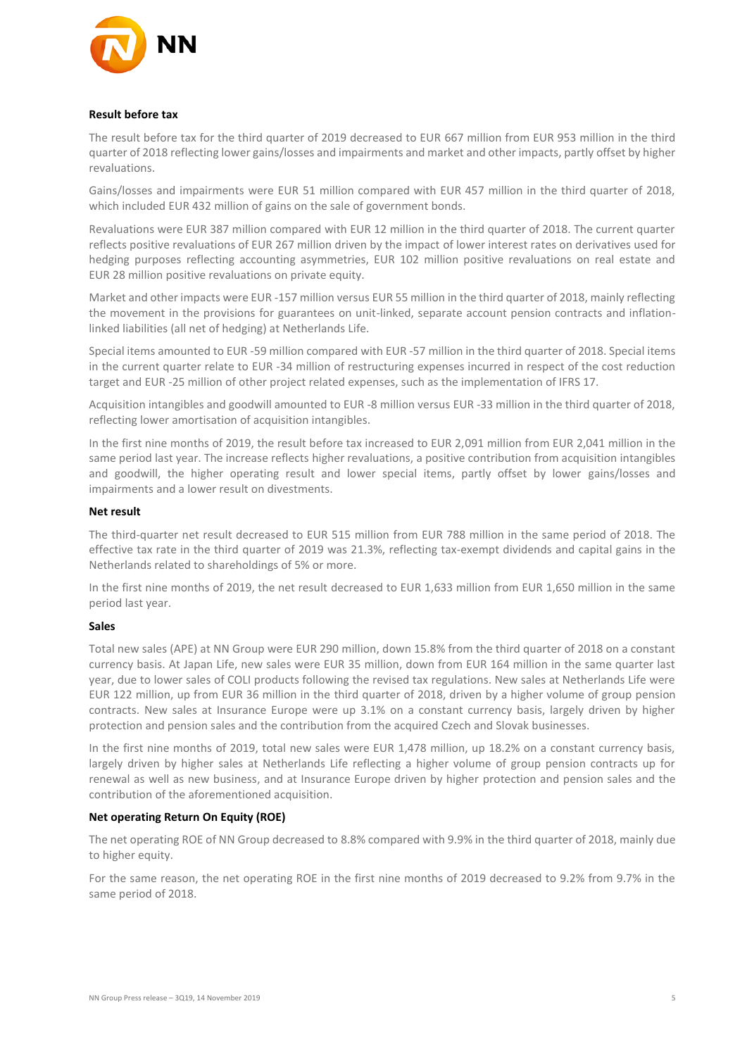**Result before tax**

The result before tax for the third quarter of 2019 decreased to EUR 667 million from EUR 953 million in the third quarter of 2018 reflecting lower gains/losses and impairments and market and other impacts, partly offset by higher revaluations.

Gains/losses and impairments were EUR 51 million compared with EUR 457 million in the third quarter of 2018, which included EUR 432 million of gains on the sale of government bonds.

Revaluations were EUR 387 million compared with EUR 12 million in the third quarter of 2018. The current quarter reflects positive revaluations of EUR 267 million driven by the impact of lower interest rates on derivatives used for hedging purposes reflecting accounting asymmetries, EUR 102 million positive revaluations on real estate and EUR 28 million positive revaluations on private equity.

Market and other impacts were EUR -157 million versus EUR 55 million in the third quarter of 2018, mainly reflecting the movement in the provisions for guarantees on unit-linked, separate account pension contracts and inflation-linked liabilities (all net of hedging) at Netherlands Life.

Special items amounted to EUR -59 million compared with EUR -57 million in the third quarter of 2018. Special items in the current quarter relate to EUR -34 million of restructuring expenses incurred in respect of the cost reduction target and EUR -25 million of other project related expenses, such as the implementation of IFRS 17.

Acquisition intangibles and goodwill amounted to EUR -8 million versus EUR -33 million in the third quarter of 2018, reflecting lower amortisation of acquisition intangibles.

In the first nine months of 2019, the result before tax increased to EUR 2,091 million from EUR 2,041 million in the same period last year. The increase reflects higher revaluations, a positive contribution from acquisition intangibles and goodwill, the higher operating result and lower special items, partly offset by lower gains/losses and impairments and a lower result on divestments.

**Net result**

The third-quarter net result decreased to EUR 515 million from EUR 788 million in the same period of 2018. The effective tax rate in the third quarter of 2019 was 21.3%, reflecting tax-exempt dividends and capital gains in the Netherlands related to shareholdings of 5% or more.

In the first nine months of 2019, the net result decreased to EUR 1,633 million from EUR 1,650 million in the same period last year.

**Sales**

Total new sales (APE) at NN Group were EUR 290 million, down 15.8% from the third quarter of 2018 on a constant currency basis. At Japan Life, new sales were EUR 35 million, down from EUR 164 million in the same quarter last year, due to lower sales of COLI products following the revised tax regulations. New sales at Netherlands Life were EUR 122 million, up from EUR 36 million in the third quarter of 2018, driven by a higher volume of group pension contracts. New sales at Insurance Europe were up 3.1% on a constant currency basis, largely driven by higher protection and pension sales and the contribution from the acquired Czech and Slovak businesses.

In the first nine months of 2019, total new sales were EUR 1,478 million, up 18.2% on a constant currency basis, largely driven by higher sales at Netherlands Life reflecting a higher volume of group pension contracts up for renewal as well as new business, and at Insurance Europe driven by higher protection and pension sales and the contribution of the aforementioned acquisition.

**Net operating Return On Equity (ROE)**

The net operating ROE of NN Group decreased to 8.8% compared with 9.9% in the third quarter of 2018, mainly due to higher equity.

For the same reason, the net operating ROE in the first nine months of 2019 decreased to 9.2% from 9.7% in the same period of 2018.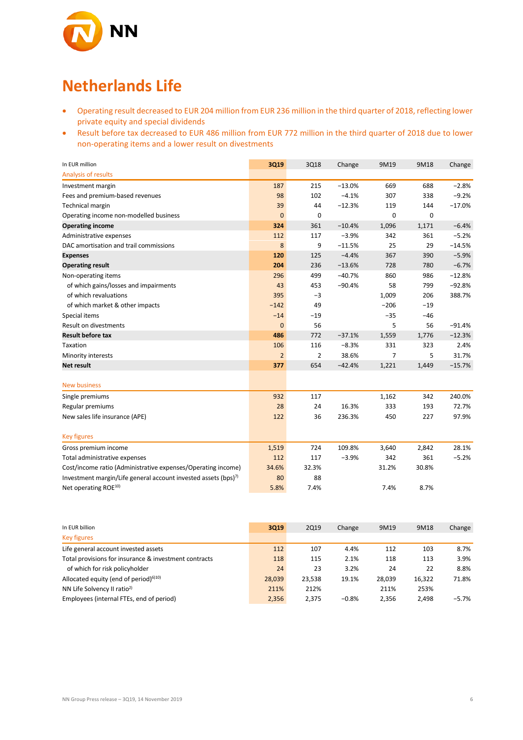# Netherlands Life

- Operating result decreased to EUR 204 million from EUR 236 million in the third quarter of 2018, reflecting lower private equity and special dividends
- Result before tax decreased to EUR 486 million from EUR 772 million in the third quarter of 2018 due to lower non-operating items and a lower result on divestments

| In EUR million | 3Q19 | 3Q18 | Change | 9M19 | 9M18 | Change |
|---|---|---|---|---|---|---|
| Analysis of results | | | | | | |
| Investment margin | 187 | 215 | −13.0% | 669 | 688 | −2.8% |
| Fees and premium-based revenues | 98 | 102 | −4.1% | 307 | 338 | −9.2% |
| Technical margin | 39 | 44 | −12.3% | 119 | 144 | −17.0% |
| Operating income non-modelled business | 0 | 0 | | 0 | 0 | |
| **Operating income** | **324** | 361 | −10.4% | 1,096 | 1,171 | −6.4% |
| Administrative expenses | 112 | 117 | −3.9% | 342 | 361 | −5.2% |
| DAC amortisation and trail commissions | 8 | 9 | −11.5% | 25 | 29 | −14.5% |
| **Expenses** | **120** | 125 | −4.4% | 367 | 390 | −5.9% |
| **Operating result** | **204** | 236 | −13.6% | 728 | 780 | −6.7% |
| Non-operating items | 296 | 499 | −40.7% | 860 | 986 | −12.8% |
| of which gains/losses and impairments | 43 | 453 | −90.4% | 58 | 799 | −92.8% |
| of which revaluations | 395 | −3 | | 1,009 | 206 | 388.7% |
| of which market & other impacts | −142 | 49 | | −206 | −19 | |
| Special items | −14 | −19 | | −35 | −46 | |
| Result on divestments | 0 | 56 | | 5 | 56 | −91.4% |
| **Result before tax** | **486** | 772 | −37.1% | 1,559 | 1,776 | −12.3% |
| Taxation | 106 | 116 | −8.3% | 331 | 323 | 2.4% |
| Minority interests | 2 | 2 | 38.6% | 7 | 5 | 31.7% |
| **Net result** | **377** | 654 | −42.4% | 1,221 | 1,449 | −15.7% |
| | | | | | | |
| New business | | | | | | |
| Single premiums | 932 | 117 | | 1,162 | 342 | 240.0% |
| Regular premiums | 28 | 24 | 16.3% | 333 | 193 | 72.7% |
| New sales life insurance (APE) | 122 | 36 | 236.3% | 450 | 227 | 97.9% |
| | | | | | | |
| Key figures | | | | | | |
| Gross premium income | 1,519 | 724 | 109.8% | 3,640 | 2,842 | 28.1% |
| Total administrative expenses | 112 | 117 | −3.9% | 342 | 361 | −5.2% |
| Cost/income ratio (Administrative expenses/Operating income) | 34.6% | 32.3% | | 31.2% | 30.8% | |
| Investment margin/Life general account invested assets (bps)[7] | 80 | 88 | | | | |
| Net operating ROE[10] | 5.8% | 7.4% | | 7.4% | 8.7% | |

| In EUR billion | 3Q19 | 2Q19 | Change | 9M19 | 9M18 | Change |
|---|---|---|---|---|---|---|
| Key figures | | | | | | |
| Life general account invested assets | 112 | 107 | 4.4% | 112 | 103 | 8.7% |
| Total provisions for insurance & investment contracts | 118 | 115 | 2.1% | 118 | 113 | 3.9% |
| of which for risk policyholder | 24 | 23 | 3.2% | 24 | 22 | 8.8% |
| Allocated equity (end of period)[6][10] | 28,039 | 23,538 | 19.1% | 28,039 | 16,322 | 71.8% |
| NN Life Solvency II ratio[2] | 211% | 212% | | 211% | 253% | |
| Employees (internal FTEs, end of period) | 2,356 | 2,375 | −0.8% | 2,356 | 2,498 | −5.7% |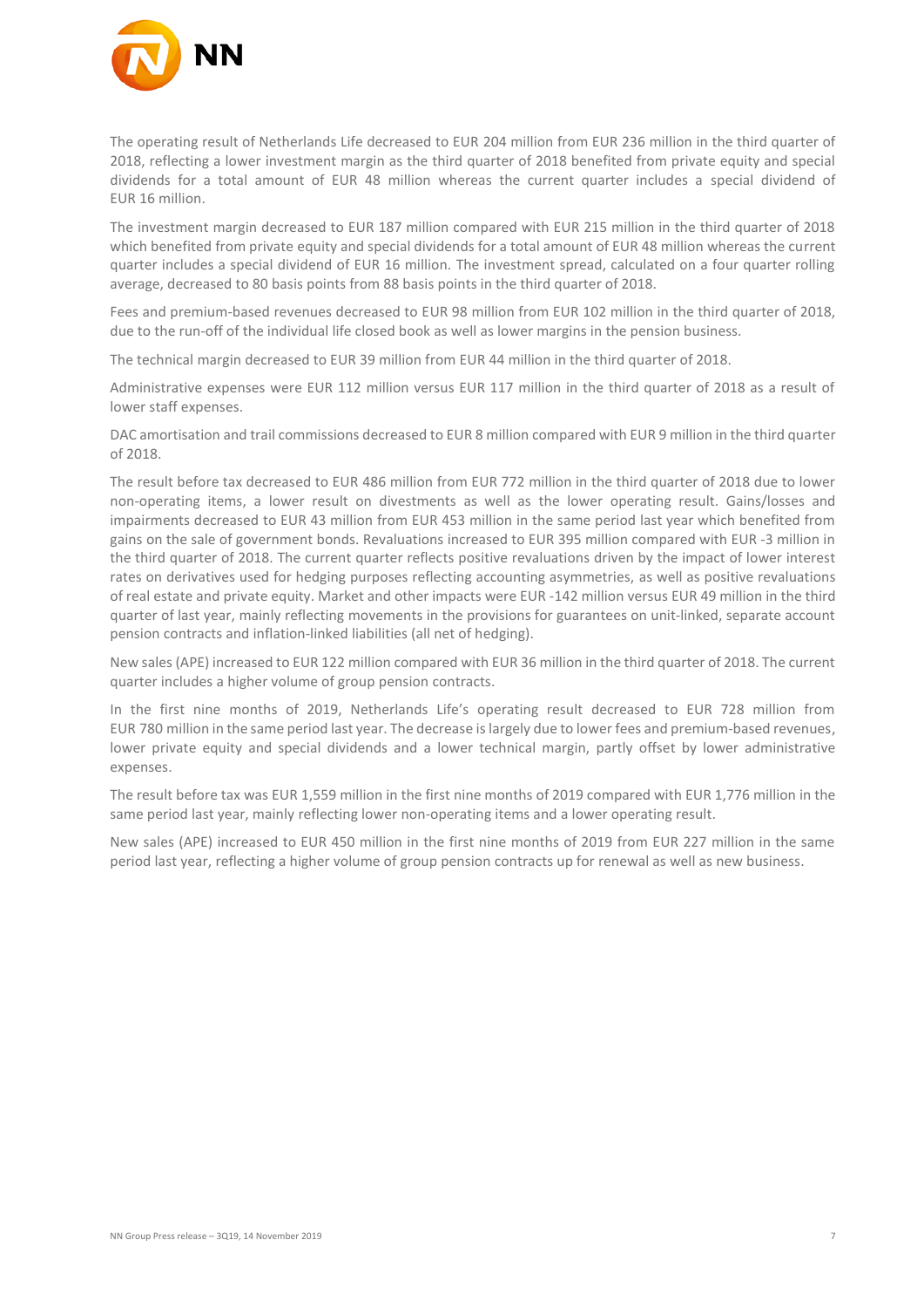The operating result of Netherlands Life decreased to EUR 204 million from EUR 236 million in the third quarter of 2018, reflecting a lower investment margin as the third quarter of 2018 benefited from private equity and special dividends for a total amount of EUR 48 million whereas the current quarter includes a special dividend of EUR 16 million.

The investment margin decreased to EUR 187 million compared with EUR 215 million in the third quarter of 2018 which benefited from private equity and special dividends for a total amount of EUR 48 million whereas the current quarter includes a special dividend of EUR 16 million. The investment spread, calculated on a four quarter rolling average, decreased to 80 basis points from 88 basis points in the third quarter of 2018.

Fees and premium-based revenues decreased to EUR 98 million from EUR 102 million in the third quarter of 2018, due to the run-off of the individual life closed book as well as lower margins in the pension business.

The technical margin decreased to EUR 39 million from EUR 44 million in the third quarter of 2018.

Administrative expenses were EUR 112 million versus EUR 117 million in the third quarter of 2018 as a result of lower staff expenses.

DAC amortisation and trail commissions decreased to EUR 8 million compared with EUR 9 million in the third quarter of 2018.

The result before tax decreased to EUR 486 million from EUR 772 million in the third quarter of 2018 due to lower non-operating items, a lower result on divestments as well as the lower operating result. Gains/losses and impairments decreased to EUR 43 million from EUR 453 million in the same period last year which benefited from gains on the sale of government bonds. Revaluations increased to EUR 395 million compared with EUR -3 million in the third quarter of 2018. The current quarter reflects positive revaluations driven by the impact of lower interest rates on derivatives used for hedging purposes reflecting accounting asymmetries, as well as positive revaluations of real estate and private equity. Market and other impacts were EUR -142 million versus EUR 49 million in the third quarter of last year, mainly reflecting movements in the provisions for guarantees on unit-linked, separate account pension contracts and inflation-linked liabilities (all net of hedging).

New sales (APE) increased to EUR 122 million compared with EUR 36 million in the third quarter of 2018. The current quarter includes a higher volume of group pension contracts.

In the first nine months of 2019, Netherlands Life's operating result decreased to EUR 728 million from EUR 780 million in the same period last year. The decrease is largely due to lower fees and premium-based revenues, lower private equity and special dividends and a lower technical margin, partly offset by lower administrative expenses.

The result before tax was EUR 1,559 million in the first nine months of 2019 compared with EUR 1,776 million in the same period last year, mainly reflecting lower non-operating items and a lower operating result.

New sales (APE) increased to EUR 450 million in the first nine months of 2019 from EUR 227 million in the same period last year, reflecting a higher volume of group pension contracts up for renewal as well as new business.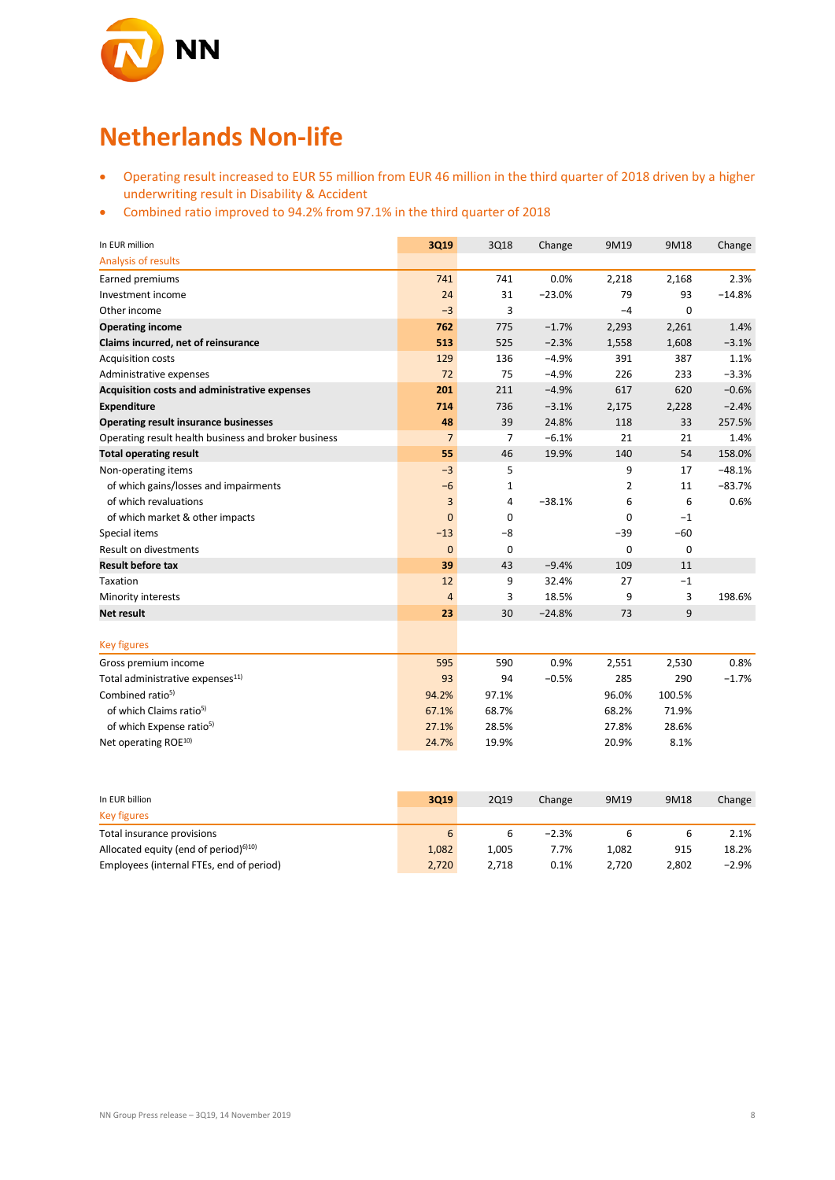# Netherlands Non-life

- Operating result increased to EUR 55 million from EUR 46 million in the third quarter of 2018 driven by a higher underwriting result in Disability & Accident
- Combined ratio improved to 94.2% from 97.1% in the third quarter of 2018

| In EUR million | 3Q19 | 3Q18 | Change | 9M19 | 9M18 | Change |
|---|---|---|---|---|---|---|
| Analysis of results | | | | | | |
| Earned premiums | 741 | 741 | 0.0% | 2,218 | 2,168 | 2.3% |
| Investment income | 24 | 31 | −23.0% | 79 | 93 | −14.8% |
| Other income | −3 | 3 | | −4 | 0 | |
| **Operating income** | **762** | 775 | −1.7% | 2,293 | 2,261 | 1.4% |
| **Claims incurred, net of reinsurance** | **513** | 525 | −2.3% | 1,558 | 1,608 | −3.1% |
| Acquisition costs | 129 | 136 | −4.9% | 391 | 387 | 1.1% |
| Administrative expenses | 72 | 75 | −4.9% | 226 | 233 | −3.3% |
| **Acquisition costs and administrative expenses** | **201** | 211 | −4.9% | 617 | 620 | −0.6% |
| **Expenditure** | **714** | 736 | −3.1% | 2,175 | 2,228 | −2.4% |
| **Operating result insurance businesses** | **48** | 39 | 24.8% | 118 | 33 | 257.5% |
| Operating result health business and broker business | 7 | 7 | −6.1% | 21 | 21 | 1.4% |
| **Total operating result** | **55** | 46 | 19.9% | 140 | 54 | 158.0% |
| Non-operating items | −3 | 5 | | 9 | 17 | −48.1% |
| of which gains/losses and impairments | −6 | 1 | | 2 | 11 | −83.7% |
| of which revaluations | 3 | 4 | −38.1% | 6 | 6 | 0.6% |
| of which market & other impacts | 0 | 0 | | 0 | −1 | |
| Special items | −13 | −8 | | −39 | −60 | |
| Result on divestments | 0 | 0 | | 0 | 0 | |
| **Result before tax** | **39** | 43 | −9.4% | 109 | 11 | |
| Taxation | 12 | 9 | 32.4% | 27 | −1 | |
| Minority interests | 4 | 3 | 18.5% | 9 | 3 | 198.6% |
| **Net result** | **23** | 30 | −24.8% | 73 | 9 | |
| Key figures | | | | | | |
| Gross premium income | 595 | 590 | 0.9% | 2,551 | 2,530 | 0.8% |
| Total administrative expenses[11] | 93 | 94 | −0.5% | 285 | 290 | −1.7% |
| Combined ratio[5] | 94.2% | 97.1% | | 96.0% | 100.5% | |
| of which Claims ratio[5] | 67.1% | 68.7% | | 68.2% | 71.9% | |
| of which Expense ratio[5] | 27.1% | 28.5% | | 27.8% | 28.6% | |
| Net operating ROE[10] | 24.7% | 19.9% | | 20.9% | 8.1% | |

| In EUR billion | 3Q19 | 2Q19 | Change | 9M19 | 9M18 | Change |
|---|---|---|---|---|---|---|
| Key figures | | | | | | |
| Total insurance provisions | 6 | 6 | −2.3% | 6 | 6 | 2.1% |
| Allocated equity (end of period)[6][10] | 1,082 | 1,005 | 7.7% | 1,082 | 915 | 18.2% |
| Employees (internal FTEs, end of period) | 2,720 | 2,718 | 0.1% | 2,720 | 2,802 | −2.9% |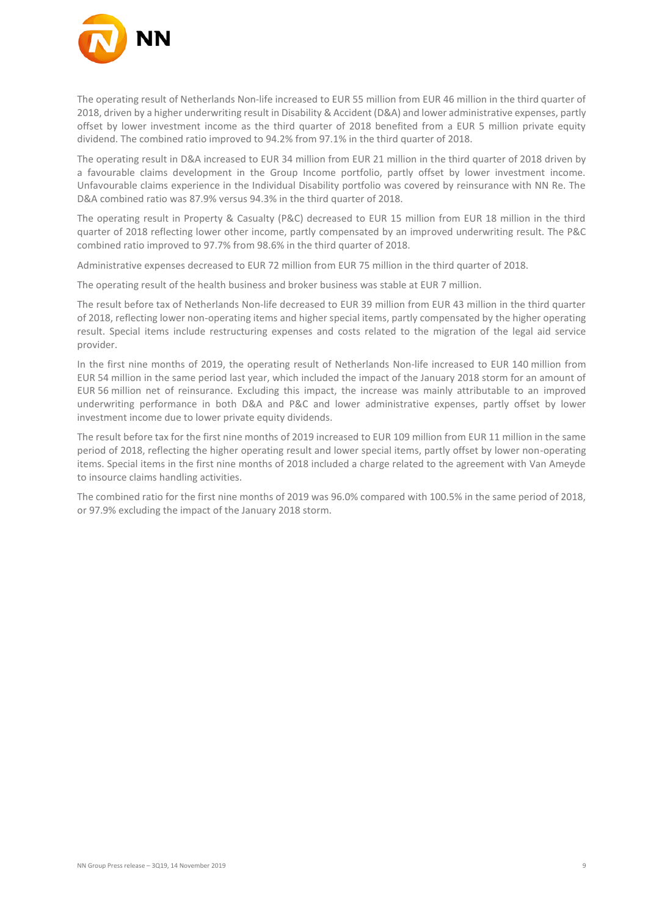The operating result of Netherlands Non-life increased to EUR 55 million from EUR 46 million in the third quarter of 2018, driven by a higher underwriting result in Disability & Accident (D&A) and lower administrative expenses, partly offset by lower investment income as the third quarter of 2018 benefited from a EUR 5 million private equity dividend. The combined ratio improved to 94.2% from 97.1% in the third quarter of 2018.

The operating result in D&A increased to EUR 34 million from EUR 21 million in the third quarter of 2018 driven by a favourable claims development in the Group Income portfolio, partly offset by lower investment income. Unfavourable claims experience in the Individual Disability portfolio was covered by reinsurance with NN Re. The D&A combined ratio was 87.9% versus 94.3% in the third quarter of 2018.

The operating result in Property & Casualty (P&C) decreased to EUR 15 million from EUR 18 million in the third quarter of 2018 reflecting lower other income, partly compensated by an improved underwriting result. The P&C combined ratio improved to 97.7% from 98.6% in the third quarter of 2018.

Administrative expenses decreased to EUR 72 million from EUR 75 million in the third quarter of 2018.

The operating result of the health business and broker business was stable at EUR 7 million.

The result before tax of Netherlands Non-life decreased to EUR 39 million from EUR 43 million in the third quarter of 2018, reflecting lower non-operating items and higher special items, partly compensated by the higher operating result. Special items include restructuring expenses and costs related to the migration of the legal aid service provider.

In the first nine months of 2019, the operating result of Netherlands Non-life increased to EUR 140 million from EUR 54 million in the same period last year, which included the impact of the January 2018 storm for an amount of EUR 56 million net of reinsurance. Excluding this impact, the increase was mainly attributable to an improved underwriting performance in both D&A and P&C and lower administrative expenses, partly offset by lower investment income due to lower private equity dividends.

The result before tax for the first nine months of 2019 increased to EUR 109 million from EUR 11 million in the same period of 2018, reflecting the higher operating result and lower special items, partly offset by lower non-operating items. Special items in the first nine months of 2018 included a charge related to the agreement with Van Ameyde to insource claims handling activities.

The combined ratio for the first nine months of 2019 was 96.0% compared with 100.5% in the same period of 2018, or 97.9% excluding the impact of the January 2018 storm.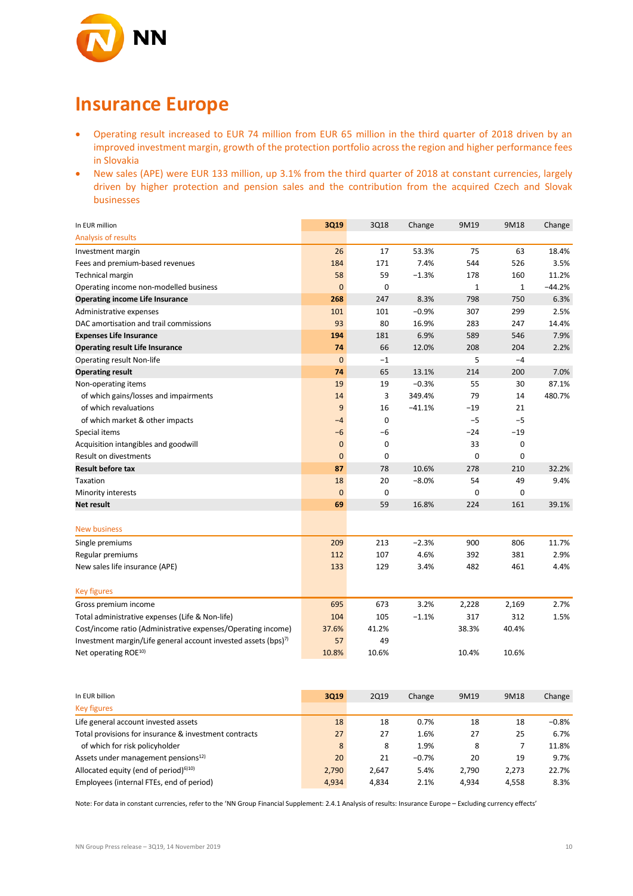# Insurance Europe

- Operating result increased to EUR 74 million from EUR 65 million in the third quarter of 2018 driven by an improved investment margin, growth of the protection portfolio across the region and higher performance fees in Slovakia
- New sales (APE) were EUR 133 million, up 3.1% from the third quarter of 2018 at constant currencies, largely driven by higher protection and pension sales and the contribution from the acquired Czech and Slovak businesses

| In EUR million | 3Q19 | 3Q18 | Change | 9M19 | 9M18 | Change |
|---|---|---|---|---|---|---|
| **Analysis of results** | | | | | | |
| Investment margin | 26 | 17 | 53.3% | 75 | 63 | 18.4% |
| Fees and premium-based revenues | 184 | 171 | 7.4% | 544 | 526 | 3.5% |
| Technical margin | 58 | 59 | −1.3% | 178 | 160 | 11.2% |
| Operating income non-modelled business | 0 | 0 | | 1 | 1 | −44.2% |
| **Operating income Life Insurance** | **268** | 247 | 8.3% | 798 | 750 | 6.3% |
| Administrative expenses | 101 | 101 | −0.9% | 307 | 299 | 2.5% |
| DAC amortisation and trail commissions | 93 | 80 | 16.9% | 283 | 247 | 14.4% |
| **Expenses Life Insurance** | **194** | 181 | 6.9% | 589 | 546 | 7.9% |
| **Operating result Life Insurance** | **74** | 66 | 12.0% | 208 | 204 | 2.2% |
| Operating result Non-life | 0 | −1 | | 5 | −4 | |
| **Operating result** | **74** | 65 | 13.1% | 214 | 200 | 7.0% |
| Non-operating items | 19 | 19 | −0.3% | 55 | 30 | 87.1% |
| of which gains/losses and impairments | 14 | 3 | 349.4% | 79 | 14 | 480.7% |
| of which revaluations | 9 | 16 | −41.1% | −19 | 21 | |
| of which market & other impacts | −4 | 0 | | −5 | −5 | |
| Special items | −6 | −6 | | −24 | −19 | |
| Acquisition intangibles and goodwill | 0 | 0 | | 33 | 0 | |
| Result on divestments | 0 | 0 | | 0 | 0 | |
| **Result before tax** | **87** | 78 | 10.6% | 278 | 210 | 32.2% |
| Taxation | 18 | 20 | −8.0% | 54 | 49 | 9.4% |
| Minority interests | 0 | 0 | | 0 | 0 | |
| **Net result** | **69** | 59 | 16.8% | 224 | 161 | 39.1% |
| | | | | | | |
| **New business** | | | | | | |
| Single premiums | 209 | 213 | −2.3% | 900 | 806 | 11.7% |
| Regular premiums | 112 | 107 | 4.6% | 392 | 381 | 2.9% |
| New sales life insurance (APE) | 133 | 129 | 3.4% | 482 | 461 | 4.4% |
| | | | | | | |
| **Key figures** | | | | | | |
| Gross premium income | 695 | 673 | 3.2% | 2,228 | 2,169 | 2.7% |
| Total administrative expenses (Life & Non-life) | 104 | 105 | −1.1% | 317 | 312 | 1.5% |
| Cost/income ratio (Administrative expenses/Operating income) | 37.6% | 41.2% | | 38.3% | 40.4% | |
| Investment margin/Life general account invested assets (bps)[7] | 57 | 49 | | | | |
| Net operating ROE[10] | 10.8% | 10.6% | | 10.4% | 10.6% | |

| In EUR billion | 3Q19 | 2Q19 | Change | 9M19 | 9M18 | Change |
|---|---|---|---|---|---|---|
| **Key figures** | | | | | | |
| Life general account invested assets | 18 | 18 | 0.7% | 18 | 18 | −0.8% |
| Total provisions for insurance & investment contracts | 27 | 27 | 1.6% | 27 | 25 | 6.7% |
| of which for risk policyholder | 8 | 8 | 1.9% | 8 | 7 | 11.8% |
| Assets under management pensions[12] | 20 | 21 | −0.7% | 20 | 19 | 9.7% |
| Allocated equity (end of period)[6][10] | 2,790 | 2,647 | 5.4% | 2,790 | 2,273 | 22.7% |
| Employees (internal FTEs, end of period) | 4,934 | 4,834 | 2.1% | 4,934 | 4,558 | 8.3% |

Note: For data in constant currencies, refer to the 'NN Group Financial Supplement: 2.4.1 Analysis of results: Insurance Europe – Excluding currency effects'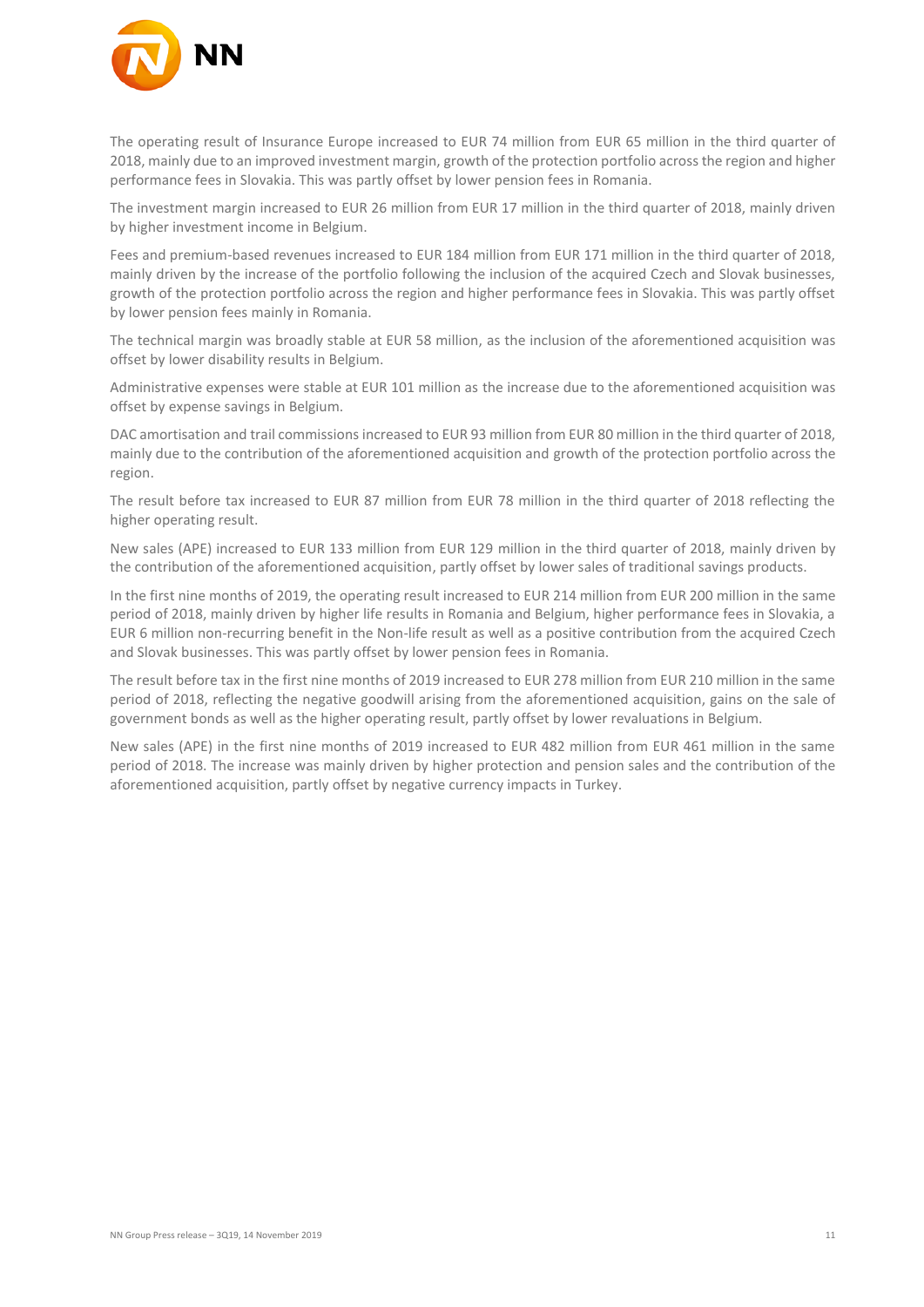The operating result of Insurance Europe increased to EUR 74 million from EUR 65 million in the third quarter of 2018, mainly due to an improved investment margin, growth of the protection portfolio across the region and higher performance fees in Slovakia. This was partly offset by lower pension fees in Romania.

The investment margin increased to EUR 26 million from EUR 17 million in the third quarter of 2018, mainly driven by higher investment income in Belgium.

Fees and premium-based revenues increased to EUR 184 million from EUR 171 million in the third quarter of 2018, mainly driven by the increase of the portfolio following the inclusion of the acquired Czech and Slovak businesses, growth of the protection portfolio across the region and higher performance fees in Slovakia. This was partly offset by lower pension fees mainly in Romania.

The technical margin was broadly stable at EUR 58 million, as the inclusion of the aforementioned acquisition was offset by lower disability results in Belgium.

Administrative expenses were stable at EUR 101 million as the increase due to the aforementioned acquisition was offset by expense savings in Belgium.

DAC amortisation and trail commissions increased to EUR 93 million from EUR 80 million in the third quarter of 2018, mainly due to the contribution of the aforementioned acquisition and growth of the protection portfolio across the region.

The result before tax increased to EUR 87 million from EUR 78 million in the third quarter of 2018 reflecting the higher operating result.

New sales (APE) increased to EUR 133 million from EUR 129 million in the third quarter of 2018, mainly driven by the contribution of the aforementioned acquisition, partly offset by lower sales of traditional savings products.

In the first nine months of 2019, the operating result increased to EUR 214 million from EUR 200 million in the same period of 2018, mainly driven by higher life results in Romania and Belgium, higher performance fees in Slovakia, a EUR 6 million non-recurring benefit in the Non-life result as well as a positive contribution from the acquired Czech and Slovak businesses. This was partly offset by lower pension fees in Romania.

The result before tax in the first nine months of 2019 increased to EUR 278 million from EUR 210 million in the same period of 2018, reflecting the negative goodwill arising from the aforementioned acquisition, gains on the sale of government bonds as well as the higher operating result, partly offset by lower revaluations in Belgium.

New sales (APE) in the first nine months of 2019 increased to EUR 482 million from EUR 461 million in the same period of 2018. The increase was mainly driven by higher protection and pension sales and the contribution of the aforementioned acquisition, partly offset by negative currency impacts in Turkey.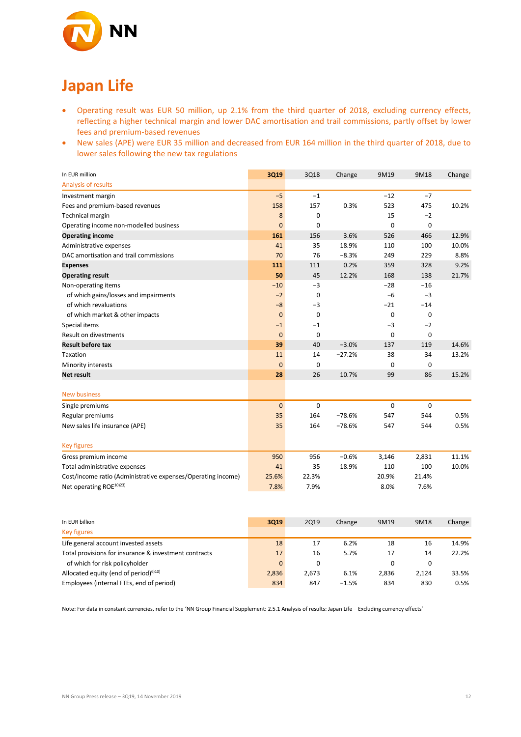# Japan Life

- Operating result was EUR 50 million, up 2.1% from the third quarter of 2018, excluding currency effects, reflecting a higher technical margin and lower DAC amortisation and trail commissions, partly offset by lower fees and premium-based revenues
- New sales (APE) were EUR 35 million and decreased from EUR 164 million in the third quarter of 2018, due to lower sales following the new tax regulations

| In EUR million | 3Q19 | 3Q18 | Change | 9M19 | 9M18 | Change |
|---|---|---|---|---|---|---|
| Analysis of results | | | | | | |
| Investment margin | −5 | −1 | | −12 | −7 | |
| Fees and premium-based revenues | 158 | 157 | 0.3% | 523 | 475 | 10.2% |
| Technical margin | 8 | 0 | | 15 | −2 | |
| Operating income non-modelled business | 0 | 0 | | 0 | 0 | |
| **Operating income** | **161** | 156 | 3.6% | 526 | 466 | 12.9% |
| Administrative expenses | 41 | 35 | 18.9% | 110 | 100 | 10.0% |
| DAC amortisation and trail commissions | 70 | 76 | −8.3% | 249 | 229 | 8.8% |
| **Expenses** | **111** | 111 | 0.2% | 359 | 328 | 9.2% |
| **Operating result** | **50** | 45 | 12.2% | 168 | 138 | 21.7% |
| Non-operating items | −10 | −3 | | −28 | −16 | |
| of which gains/losses and impairments | −2 | 0 | | −6 | −3 | |
| of which revaluations | −8 | −3 | | −21 | −14 | |
| of which market & other impacts | 0 | 0 | | 0 | 0 | |
| Special items | −1 | −1 | | −3 | −2 | |
| Result on divestments | 0 | 0 | | 0 | 0 | |
| **Result before tax** | **39** | 40 | −3.0% | 137 | 119 | 14.6% |
| Taxation | 11 | 14 | −27.2% | 38 | 34 | 13.2% |
| Minority interests | 0 | 0 | | 0 | 0 | |
| **Net result** | **28** | 26 | 10.7% | 99 | 86 | 15.2% |
| | | | | | | |
| New business | | | | | | |
| Single premiums | 0 | 0 | | 0 | 0 | |
| Regular premiums | 35 | 164 | −78.6% | 547 | 544 | 0.5% |
| New sales life insurance (APE) | 35 | 164 | −78.6% | 547 | 544 | 0.5% |
| | | | | | | |
| Key figures | | | | | | |
| Gross premium income | 950 | 956 | −0.6% | 3,146 | 2,831 | 11.1% |
| Total administrative expenses | 41 | 35 | 18.9% | 110 | 100 | 10.0% |
| Cost/income ratio (Administrative expenses/Operating income) | 25.6% | 22.3% | | 20.9% | 21.4% | |
| Net operating ROE[10][23] | 7.8% | 7.9% | | 8.0% | 7.6% | |

| In EUR billion | 3Q19 | 2Q19 | Change | 9M19 | 9M18 | Change |
|---|---|---|---|---|---|---|
| Key figures | | | | | | |
| Life general account invested assets | 18 | 17 | 6.2% | 18 | 16 | 14.9% |
| Total provisions for insurance & investment contracts | 17 | 16 | 5.7% | 17 | 14 | 22.2% |
| of which for risk policyholder | 0 | 0 | | 0 | 0 | |
| Allocated equity (end of period)[6][10] | 2,836 | 2,673 | 6.1% | 2,836 | 2,124 | 33.5% |
| Employees (internal FTEs, end of period) | 834 | 847 | −1.5% | 834 | 830 | 0.5% |

Note: For data in constant currencies, refer to the 'NN Group Financial Supplement: 2.5.1 Analysis of results: Japan Life – Excluding currency effects'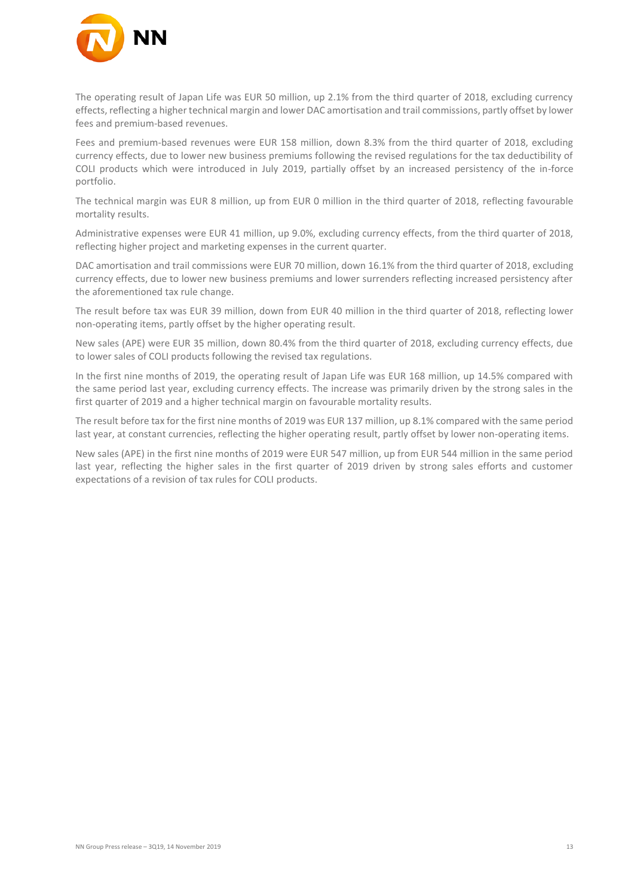The operating result of Japan Life was EUR 50 million, up 2.1% from the third quarter of 2018, excluding currency effects, reflecting a higher technical margin and lower DAC amortisation and trail commissions, partly offset by lower fees and premium-based revenues.

Fees and premium-based revenues were EUR 158 million, down 8.3% from the third quarter of 2018, excluding currency effects, due to lower new business premiums following the revised regulations for the tax deductibility of COLI products which were introduced in July 2019, partially offset by an increased persistency of the in-force portfolio.

The technical margin was EUR 8 million, up from EUR 0 million in the third quarter of 2018, reflecting favourable mortality results.

Administrative expenses were EUR 41 million, up 9.0%, excluding currency effects, from the third quarter of 2018, reflecting higher project and marketing expenses in the current quarter.

DAC amortisation and trail commissions were EUR 70 million, down 16.1% from the third quarter of 2018, excluding currency effects, due to lower new business premiums and lower surrenders reflecting increased persistency after the aforementioned tax rule change.

The result before tax was EUR 39 million, down from EUR 40 million in the third quarter of 2018, reflecting lower non-operating items, partly offset by the higher operating result.

New sales (APE) were EUR 35 million, down 80.4% from the third quarter of 2018, excluding currency effects, due to lower sales of COLI products following the revised tax regulations.

In the first nine months of 2019, the operating result of Japan Life was EUR 168 million, up 14.5% compared with the same period last year, excluding currency effects. The increase was primarily driven by the strong sales in the first quarter of 2019 and a higher technical margin on favourable mortality results.

The result before tax for the first nine months of 2019 was EUR 137 million, up 8.1% compared with the same period last year, at constant currencies, reflecting the higher operating result, partly offset by lower non-operating items.

New sales (APE) in the first nine months of 2019 were EUR 547 million, up from EUR 544 million in the same period last year, reflecting the higher sales in the first quarter of 2019 driven by strong sales efforts and customer expectations of a revision of tax rules for COLI products.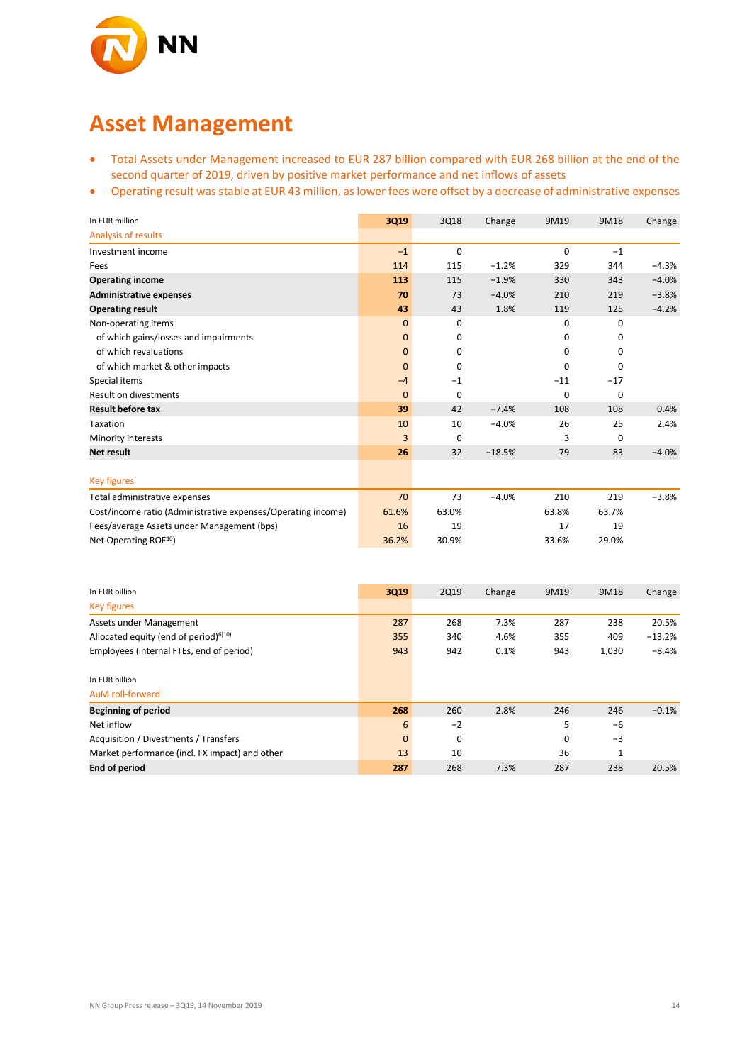# Asset Management

- Total Assets under Management increased to EUR 287 billion compared with EUR 268 billion at the end of the second quarter of 2019, driven by positive market performance and net inflows of assets
- Operating result was stable at EUR 43 million, as lower fees were offset by a decrease of administrative expenses

| In EUR million | 3Q19 | 3Q18 | Change | 9M19 | 9M18 | Change |
|---|---|---|---|---|---|---|
| Analysis of results | | | | | | |
| Investment income | −1 | 0 | | 0 | −1 | |
| Fees | 114 | 115 | −1.2% | 329 | 344 | −4.3% |
| **Operating income** | **113** | 115 | −1.9% | 330 | 343 | −4.0% |
| **Administrative expenses** | **70** | 73 | −4.0% | 210 | 219 | −3.8% |
| **Operating result** | **43** | 43 | 1.8% | 119 | 125 | −4.2% |
| Non-operating items | 0 | 0 | | 0 | 0 | |
| of which gains/losses and impairments | 0 | 0 | | 0 | 0 | |
| of which revaluations | 0 | 0 | | 0 | 0 | |
| of which market & other impacts | 0 | 0 | | 0 | 0 | |
| Special items | −4 | −1 | | −11 | −17 | |
| Result on divestments | 0 | 0 | | 0 | 0 | |
| **Result before tax** | **39** | 42 | −7.4% | 108 | 108 | 0.4% |
| Taxation | 10 | 10 | −4.0% | 26 | 25 | 2.4% |
| Minority interests | 3 | 0 | | 3 | 0 | |
| **Net result** | **26** | 32 | −18.5% | 79 | 83 | −4.0% |
| | | | | | | |
| Key figures | | | | | | |
| Total administrative expenses | 70 | 73 | −4.0% | 210 | 219 | −3.8% |
| Cost/income ratio (Administrative expenses/Operating income) | 61.6% | 63.0% | | 63.8% | 63.7% | |
| Fees/average Assets under Management (bps) | 16 | 19 | | 17 | 19 | |
| Net Operating ROE[10]) | 36.2% | 30.9% | | 33.6% | 29.0% | |

| In EUR billion | 3Q19 | 2Q19 | Change | 9M19 | 9M18 | Change |
|---|---|---|---|---|---|---|
| Key figures | | | | | | |
| Assets under Management | 287 | 268 | 7.3% | 287 | 238 | 20.5% |
| Allocated equity (end of period)[6)10)] | 355 | 340 | 4.6% | 355 | 409 | −13.2% |
| Employees (internal FTEs, end of period) | 943 | 942 | 0.1% | 943 | 1,030 | −8.4% |
| | | | | | | |
| In EUR billion | | | | | | |
| AuM roll-forward | | | | | | |
| **Beginning of period** | **268** | 260 | 2.8% | 246 | 246 | −0.1% |
| Net inflow | 6 | −2 | | 5 | −6 | |
| Acquisition / Divestments / Transfers | 0 | 0 | | 0 | −3 | |
| Market performance (incl. FX impact) and other | 13 | 10 | | 36 | 1 | |
| **End of period** | **287** | 268 | 7.3% | 287 | 238 | 20.5% |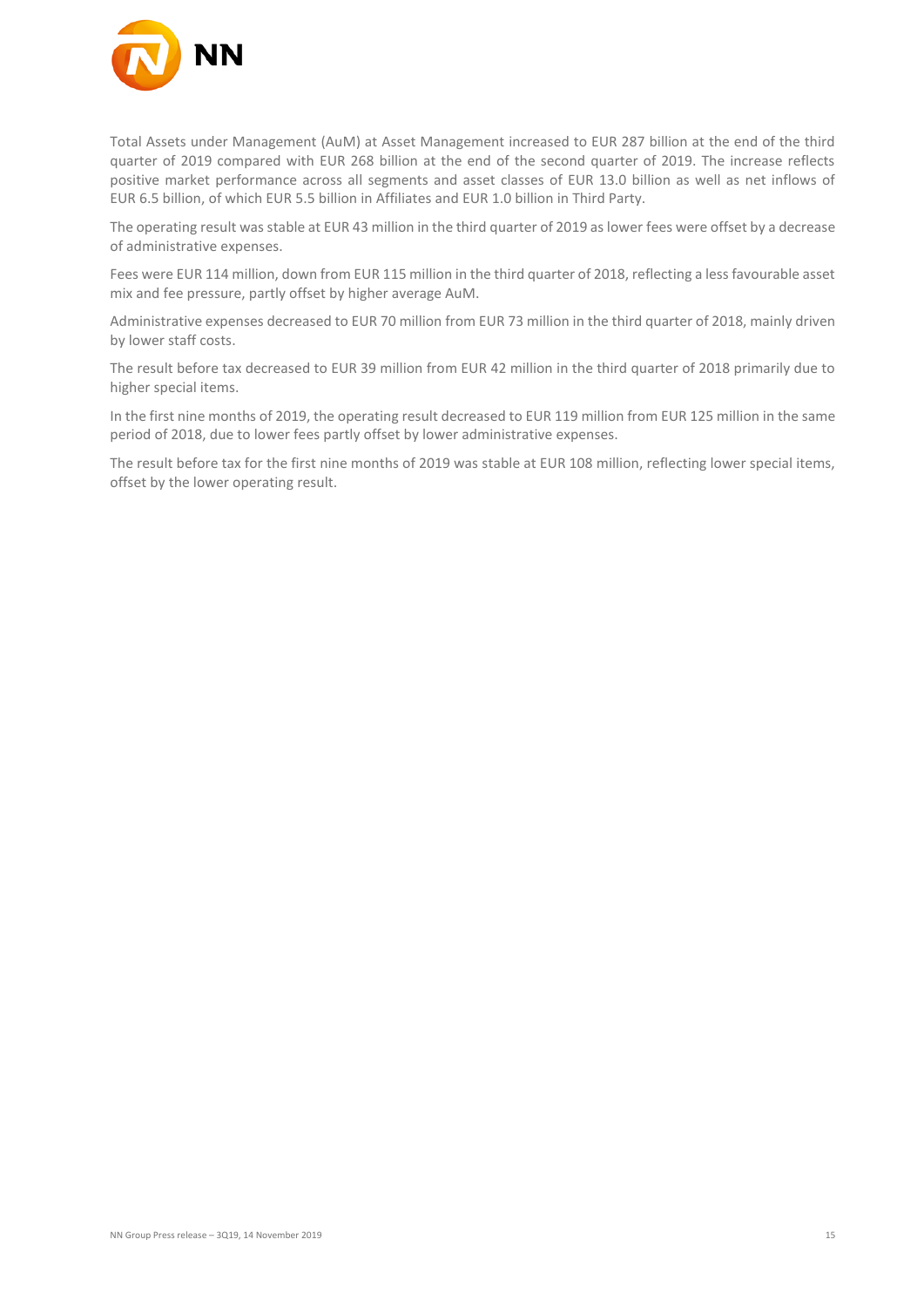Total Assets under Management (AuM) at Asset Management increased to EUR 287 billion at the end of the third quarter of 2019 compared with EUR 268 billion at the end of the second quarter of 2019. The increase reflects positive market performance across all segments and asset classes of EUR 13.0 billion as well as net inflows of EUR 6.5 billion, of which EUR 5.5 billion in Affiliates and EUR 1.0 billion in Third Party.

The operating result was stable at EUR 43 million in the third quarter of 2019 as lower fees were offset by a decrease of administrative expenses.

Fees were EUR 114 million, down from EUR 115 million in the third quarter of 2018, reflecting a less favourable asset mix and fee pressure, partly offset by higher average AuM.

Administrative expenses decreased to EUR 70 million from EUR 73 million in the third quarter of 2018, mainly driven by lower staff costs.

The result before tax decreased to EUR 39 million from EUR 42 million in the third quarter of 2018 primarily due to higher special items.

In the first nine months of 2019, the operating result decreased to EUR 119 million from EUR 125 million in the same period of 2018, due to lower fees partly offset by lower administrative expenses.

The result before tax for the first nine months of 2019 was stable at EUR 108 million, reflecting lower special items, offset by the lower operating result.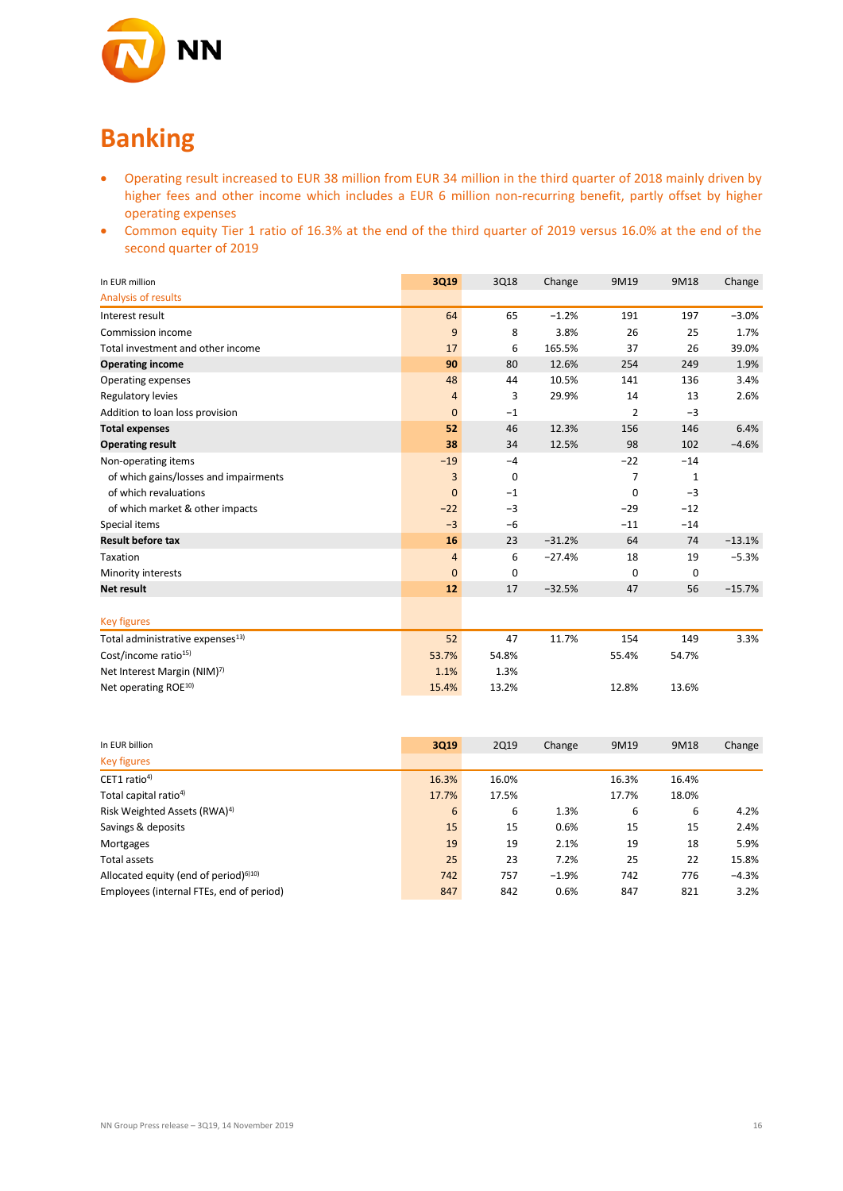# Banking

- Operating result increased to EUR 38 million from EUR 34 million in the third quarter of 2018 mainly driven by higher fees and other income which includes a EUR 6 million non-recurring benefit, partly offset by higher operating expenses
- Common equity Tier 1 ratio of 16.3% at the end of the third quarter of 2019 versus 16.0% at the end of the second quarter of 2019

| In EUR million | 3Q19 | 3Q18 | Change | 9M19 | 9M18 | Change |
|---|---|---|---|---|---|---|
| Analysis of results | | | | | | |
| Interest result | 64 | 65 | −1.2% | 191 | 197 | −3.0% |
| Commission income | 9 | 8 | 3.8% | 26 | 25 | 1.7% |
| Total investment and other income | 17 | 6 | 165.5% | 37 | 26 | 39.0% |
| **Operating income** | **90** | 80 | 12.6% | 254 | 249 | 1.9% |
| Operating expenses | 48 | 44 | 10.5% | 141 | 136 | 3.4% |
| Regulatory levies | 4 | 3 | 29.9% | 14 | 13 | 2.6% |
| Addition to loan loss provision | 0 | −1 | | 2 | −3 | |
| **Total expenses** | **52** | 46 | 12.3% | 156 | 146 | 6.4% |
| **Operating result** | **38** | 34 | 12.5% | 98 | 102 | −4.6% |
| Non-operating items | −19 | −4 | | −22 | −14 | |
| of which gains/losses and impairments | 3 | 0 | | 7 | 1 | |
| of which revaluations | 0 | −1 | | 0 | −3 | |
| of which market & other impacts | −22 | −3 | | −29 | −12 | |
| Special items | −3 | −6 | | −11 | −14 | |
| **Result before tax** | **16** | 23 | −31.2% | 64 | 74 | −13.1% |
| Taxation | 4 | 6 | −27.4% | 18 | 19 | −5.3% |
| Minority interests | 0 | 0 | | 0 | 0 | |
| **Net result** | **12** | 17 | −32.5% | 47 | 56 | −15.7% |
| | | | | | | |
| Key figures | | | | | | |
| Total administrative expenses[13)] | 52 | 47 | 11.7% | 154 | 149 | 3.3% |
| Cost/income ratio[15)] | 53.7% | 54.8% | | 55.4% | 54.7% | |
| Net Interest Margin (NIM)[7)] | 1.1% | 1.3% | | | | |
| Net operating ROE[10)] | 15.4% | 13.2% | | 12.8% | 13.6% | |

| In EUR billion | 3Q19 | 2Q19 | Change | 9M19 | 9M18 | Change |
|---|---|---|---|---|---|---|
| Key figures | | | | | | |
| CET1 ratio[4)] | 16.3% | 16.0% | | 16.3% | 16.4% | |
| Total capital ratio[4)] | 17.7% | 17.5% | | 17.7% | 18.0% | |
| Risk Weighted Assets (RWA)[4)] | 6 | 6 | 1.3% | 6 | 6 | 4.2% |
| Savings & deposits | 15 | 15 | 0.6% | 15 | 15 | 2.4% |
| Mortgages | 19 | 19 | 2.1% | 19 | 18 | 5.9% |
| Total assets | 25 | 23 | 7.2% | 25 | 22 | 15.8% |
| Allocated equity (end of period)[6)10)] | 742 | 757 | −1.9% | 742 | 776 | −4.3% |
| Employees (internal FTEs, end of period) | 847 | 842 | 0.6% | 847 | 821 | 3.2% |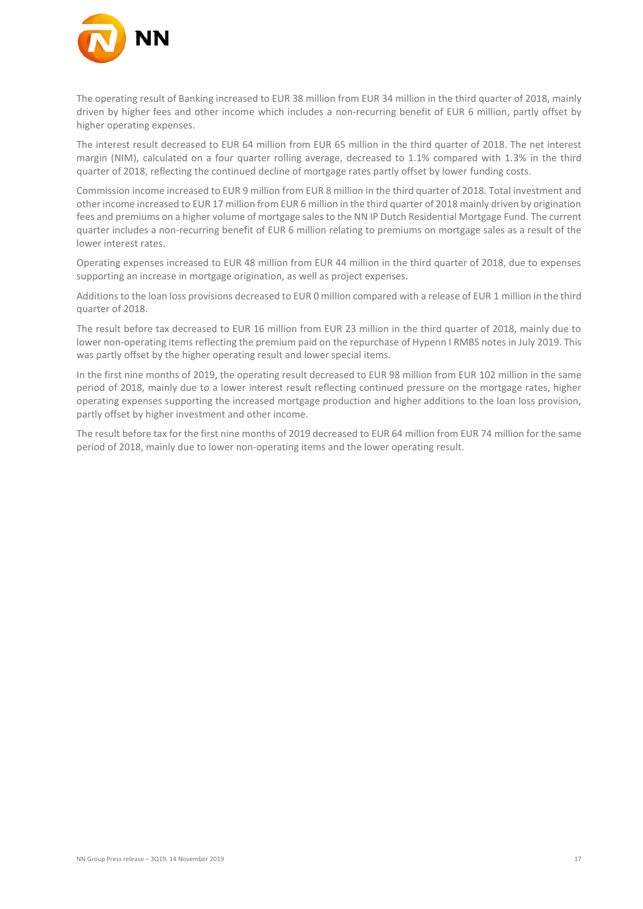The operating result of Banking increased to EUR 38 million from EUR 34 million in the third quarter of 2018, mainly driven by higher fees and other income which includes a non-recurring benefit of EUR 6 million, partly offset by higher operating expenses.

The interest result decreased to EUR 64 million from EUR 65 million in the third quarter of 2018. The net interest margin (NIM), calculated on a four quarter rolling average, decreased to 1.1% compared with 1.3% in the third quarter of 2018, reflecting the continued decline of mortgage rates partly offset by lower funding costs.

Commission income increased to EUR 9 million from EUR 8 million in the third quarter of 2018. Total investment and other income increased to EUR 17 million from EUR 6 million in the third quarter of 2018 mainly driven by origination fees and premiums on a higher volume of mortgage sales to the NN IP Dutch Residential Mortgage Fund. The current quarter includes a non-recurring benefit of EUR 6 million relating to premiums on mortgage sales as a result of the lower interest rates.

Operating expenses increased to EUR 48 million from EUR 44 million in the third quarter of 2018, due to expenses supporting an increase in mortgage origination, as well as project expenses.

Additions to the loan loss provisions decreased to EUR 0 million compared with a release of EUR 1 million in the third quarter of 2018.

The result before tax decreased to EUR 16 million from EUR 23 million in the third quarter of 2018, mainly due to lower non-operating items reflecting the premium paid on the repurchase of Hypenn I RMBS notes in July 2019. This was partly offset by the higher operating result and lower special items.

In the first nine months of 2019, the operating result decreased to EUR 98 million from EUR 102 million in the same period of 2018, mainly due to a lower interest result reflecting continued pressure on the mortgage rates, higher operating expenses supporting the increased mortgage production and higher additions to the loan loss provision, partly offset by higher investment and other income.

The result before tax for the first nine months of 2019 decreased to EUR 64 million from EUR 74 million for the same period of 2018, mainly due to lower non-operating items and the lower operating result.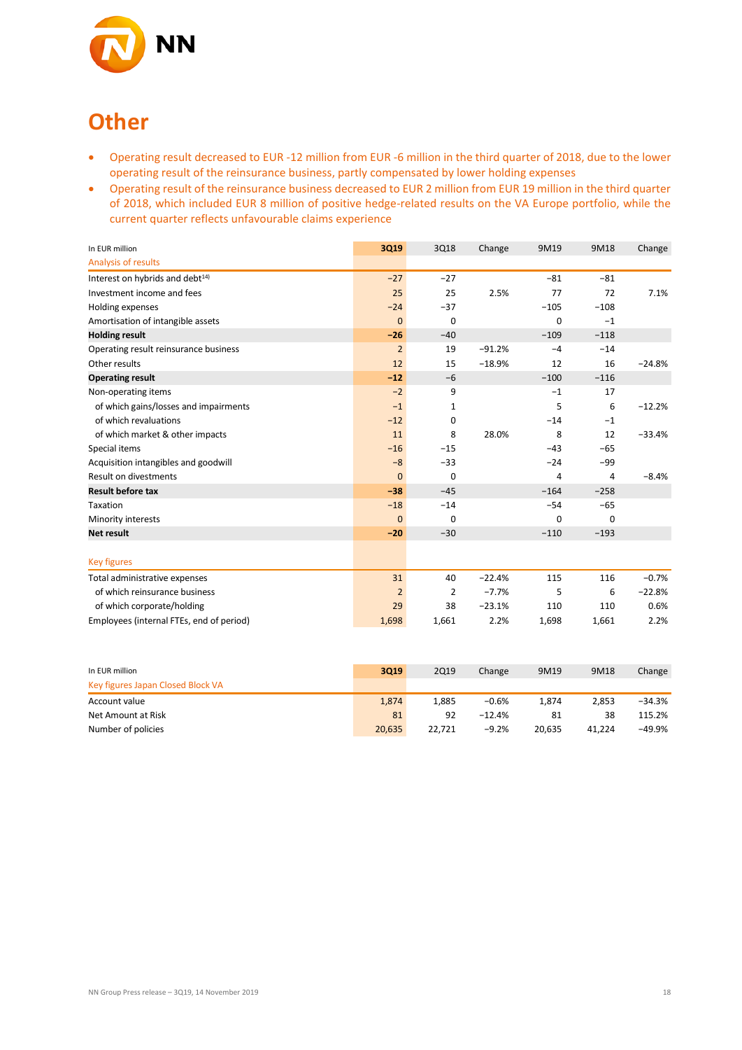# Other

- Operating result decreased to EUR -12 million from EUR -6 million in the third quarter of 2018, due to the lower operating result of the reinsurance business, partly compensated by lower holding expenses
- Operating result of the reinsurance business decreased to EUR 2 million from EUR 19 million in the third quarter of 2018, which included EUR 8 million of positive hedge-related results on the VA Europe portfolio, while the current quarter reflects unfavourable claims experience

| In EUR million | 3Q19 | 3Q18 | Change | 9M19 | 9M18 | Change |
|---|---|---|---|---|---|---|
| Analysis of results | | | | | | |
| Interest on hybrids and debt[14] | -27 | -27 | | -81 | -81 | |
| Investment income and fees | 25 | 25 | 2.5% | 77 | 72 | 7.1% |
| Holding expenses | -24 | -37 | | -105 | -108 | |
| Amortisation of intangible assets | 0 | 0 | | 0 | -1 | |
| **Holding result** | **-26** | -40 | | -109 | -118 | |
| Operating result reinsurance business | 2 | 19 | -91.2% | -4 | -14 | |
| Other results | 12 | 15 | -18.9% | 12 | 16 | -24.8% |
| **Operating result** | **-12** | -6 | | -100 | -116 | |
| Non-operating items | -2 | 9 | | -1 | 17 | |
| of which gains/losses and impairments | -1 | 1 | | 5 | 6 | -12.2% |
| of which revaluations | -12 | 0 | | -14 | -1 | |
| of which market & other impacts | 11 | 8 | 28.0% | 8 | 12 | -33.4% |
| Special items | -16 | -15 | | -43 | -65 | |
| Acquisition intangibles and goodwill | -8 | -33 | | -24 | -99 | |
| Result on divestments | 0 | 0 | | 4 | 4 | -8.4% |
| **Result before tax** | **-38** | -45 | | -164 | -258 | |
| Taxation | -18 | -14 | | -54 | -65 | |
| Minority interests | 0 | 0 | | 0 | 0 | |
| **Net result** | **-20** | -30 | | -110 | -193 | |
| | | | | | | |
| Key figures | | | | | | |
| Total administrative expenses | 31 | 40 | -22.4% | 115 | 116 | -0.7% |
| of which reinsurance business | 2 | 2 | -7.7% | 5 | 6 | -22.8% |
| of which corporate/holding | 29 | 38 | -23.1% | 110 | 110 | 0.6% |
| Employees (internal FTEs, end of period) | 1,698 | 1,661 | 2.2% | 1,698 | 1,661 | 2.2% |

| In EUR million | 3Q19 | 2Q19 | Change | 9M19 | 9M18 | Change |
|---|---|---|---|---|---|---|
| Key figures Japan Closed Block VA | | | | | | |
| Account value | 1,874 | 1,885 | -0.6% | 1,874 | 2,853 | -34.3% |
| Net Amount at Risk | 81 | 92 | -12.4% | 81 | 38 | 115.2% |
| Number of policies | 20,635 | 22,721 | -9.2% | 20,635 | 41,224 | -49.9% |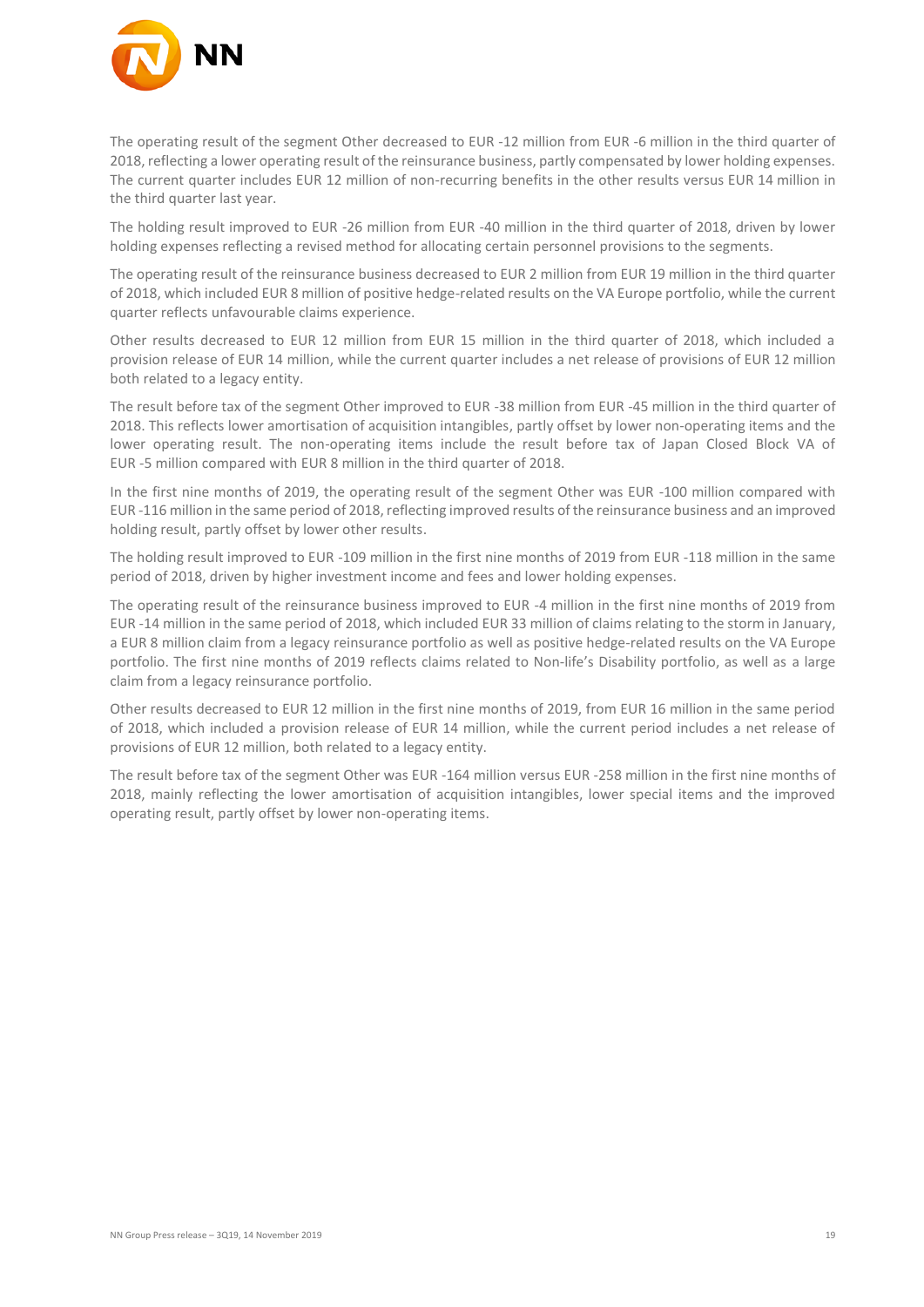The operating result of the segment Other decreased to EUR -12 million from EUR -6 million in the third quarter of 2018, reflecting a lower operating result of the reinsurance business, partly compensated by lower holding expenses. The current quarter includes EUR 12 million of non-recurring benefits in the other results versus EUR 14 million in the third quarter last year.

The holding result improved to EUR -26 million from EUR -40 million in the third quarter of 2018, driven by lower holding expenses reflecting a revised method for allocating certain personnel provisions to the segments.

The operating result of the reinsurance business decreased to EUR 2 million from EUR 19 million in the third quarter of 2018, which included EUR 8 million of positive hedge-related results on the VA Europe portfolio, while the current quarter reflects unfavourable claims experience.

Other results decreased to EUR 12 million from EUR 15 million in the third quarter of 2018, which included a provision release of EUR 14 million, while the current quarter includes a net release of provisions of EUR 12 million both related to a legacy entity.

The result before tax of the segment Other improved to EUR -38 million from EUR -45 million in the third quarter of 2018. This reflects lower amortisation of acquisition intangibles, partly offset by lower non-operating items and the lower operating result. The non-operating items include the result before tax of Japan Closed Block VA of EUR -5 million compared with EUR 8 million in the third quarter of 2018.

In the first nine months of 2019, the operating result of the segment Other was EUR -100 million compared with EUR -116 million in the same period of 2018, reflecting improved results of the reinsurance business and an improved holding result, partly offset by lower other results.

The holding result improved to EUR -109 million in the first nine months of 2019 from EUR -118 million in the same period of 2018, driven by higher investment income and fees and lower holding expenses.

The operating result of the reinsurance business improved to EUR -4 million in the first nine months of 2019 from EUR -14 million in the same period of 2018, which included EUR 33 million of claims relating to the storm in January, a EUR 8 million claim from a legacy reinsurance portfolio as well as positive hedge-related results on the VA Europe portfolio. The first nine months of 2019 reflects claims related to Non-life's Disability portfolio, as well as a large claim from a legacy reinsurance portfolio.

Other results decreased to EUR 12 million in the first nine months of 2019, from EUR 16 million in the same period of 2018, which included a provision release of EUR 14 million, while the current period includes a net release of provisions of EUR 12 million, both related to a legacy entity.

The result before tax of the segment Other was EUR -164 million versus EUR -258 million in the first nine months of 2018, mainly reflecting the lower amortisation of acquisition intangibles, lower special items and the improved operating result, partly offset by lower non-operating items.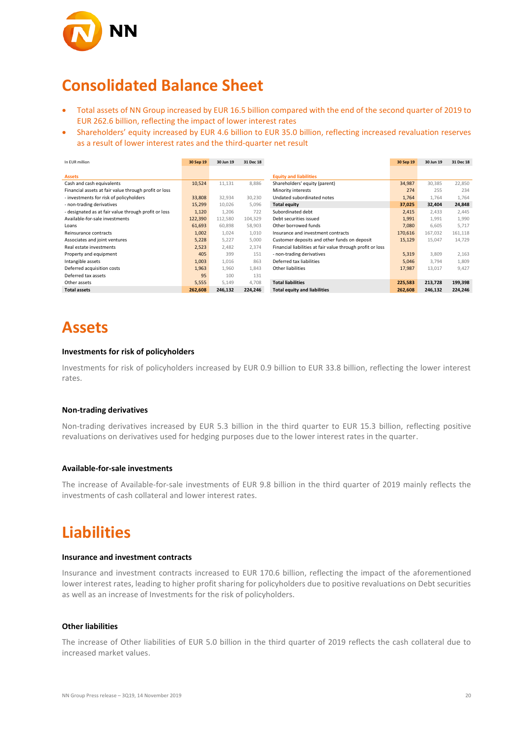# Consolidated Balance Sheet

- Total assets of NN Group increased by EUR 16.5 billion compared with the end of the second quarter of 2019 to EUR 262.6 billion, reflecting the impact of lower interest rates
- Shareholders' equity increased by EUR 4.6 billion to EUR 35.0 billion, reflecting increased revaluation reserves as a result of lower interest rates and the third-quarter net result

| In EUR million | 30 Sep 19 | 30 Jun 19 | 31 Dec 18 | | 30 Sep 19 | 30 Jun 19 | 31 Dec 18 |
|---|---|---|---|---|---|---|---|
| **Assets** | | | | **Equity and liabilities** | | | |
| Cash and cash equivalents | 10,524 | 11,131 | 8,886 | Shareholders' equity (parent) | 34,987 | 30,385 | 22,850 |
| Financial assets at fair value through profit or loss | | | | Minority interests | 274 | 255 | 234 |
| - investments for risk of policyholders | 33,808 | 32,934 | 30,230 | Undated subordinated notes | 1,764 | 1,764 | 1,764 |
| - non-trading derivatives | 15,299 | 10,026 | 5,096 | **Total equity** | **37,025** | **32,404** | **24,848** |
| - designated as at fair value through profit or loss | 1,120 | 1,206 | 722 | Subordinated debt | 2,415 | 2,433 | 2,445 |
| Available-for-sale investments | 122,390 | 112,580 | 104,329 | Debt securities issued | 1,991 | 1,991 | 1,990 |
| Loans | 61,693 | 60,898 | 58,903 | Other borrowed funds | 7,080 | 6,605 | 5,717 |
| Reinsurance contracts | 1,002 | 1,024 | 1,010 | Insurance and investment contracts | 170,616 | 167,032 | 161,118 |
| Associates and joint ventures | 5,228 | 5,227 | 5,000 | Customer deposits and other funds on deposit | 15,129 | 15,047 | 14,729 |
| Real estate investments | 2,523 | 2,482 | 2,374 | Financial liabilities at fair value through profit or loss | | | |
| Property and equipment | 405 | 399 | 151 | - non-trading derivatives | 5,319 | 3,809 | 2,163 |
| Intangible assets | 1,003 | 1,016 | 863 | Deferred tax liabilities | 5,046 | 3,794 | 1,809 |
| Deferred acquisition costs | 1,963 | 1,960 | 1,843 | Other liabilities | 17,987 | 13,017 | 9,427 |
| Deferred tax assets | 95 | 100 | 131 | | | | |
| Other assets | 5,555 | 5,149 | 4,708 | **Total liabilities** | **225,583** | **213,728** | **199,398** |
| **Total assets** | **262,608** | **246,132** | **224,246** | **Total equity and liabilities** | **262,608** | **246,132** | **224,246** |

# Assets

### Investments for risk of policyholders

Investments for risk of policyholders increased by EUR 0.9 billion to EUR 33.8 billion, reflecting the lower interest rates.

### Non-trading derivatives

Non-trading derivatives increased by EUR 5.3 billion in the third quarter to EUR 15.3 billion, reflecting positive revaluations on derivatives used for hedging purposes due to the lower interest rates in the quarter.

### Available-for-sale investments

The increase of Available-for-sale investments of EUR 9.8 billion in the third quarter of 2019 mainly reflects the investments of cash collateral and lower interest rates.

# Liabilities

### Insurance and investment contracts

Insurance and investment contracts increased to EUR 170.6 billion, reflecting the impact of the aforementioned lower interest rates, leading to higher profit sharing for policyholders due to positive revaluations on Debt securities as well as an increase of Investments for the risk of policyholders.

### Other liabilities

The increase of Other liabilities of EUR 5.0 billion in the third quarter of 2019 reflects the cash collateral due to increased market values.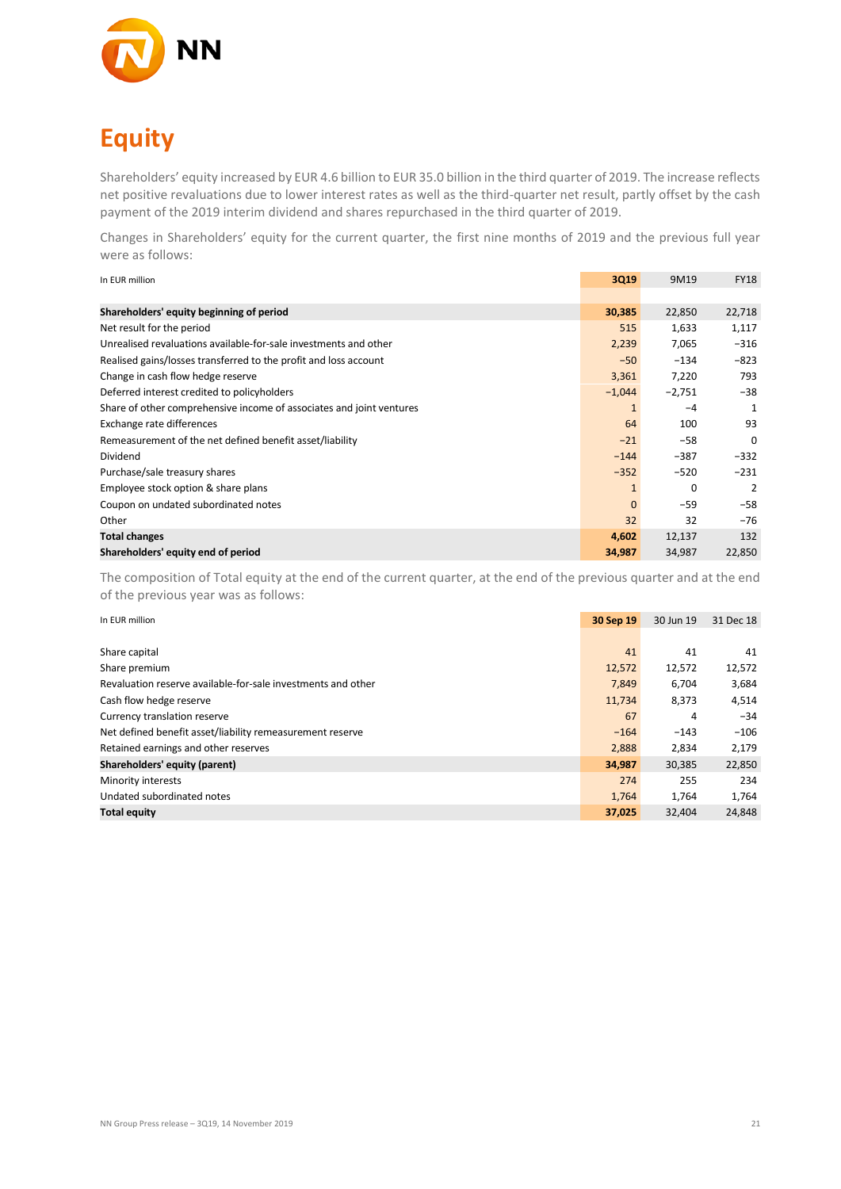# Equity

Shareholders' equity increased by EUR 4.6 billion to EUR 35.0 billion in the third quarter of 2019. The increase reflects net positive revaluations due to lower interest rates as well as the third-quarter net result, partly offset by the cash payment of the 2019 interim dividend and shares repurchased in the third quarter of 2019.

Changes in Shareholders' equity for the current quarter, the first nine months of 2019 and the previous full year were as follows:

| In EUR million | 3Q19 | 9M19 | FY18 |
|---|---|---|---|
| **Shareholders' equity beginning of period** | **30,385** | 22,850 | 22,718 |
| Net result for the period | 515 | 1,633 | 1,117 |
| Unrealised revaluations available-for-sale investments and other | 2,239 | 7,065 | −316 |
| Realised gains/losses transferred to the profit and loss account | −50 | −134 | −823 |
| Change in cash flow hedge reserve | 3,361 | 7,220 | 793 |
| Deferred interest credited to policyholders | −1,044 | −2,751 | −38 |
| Share of other comprehensive income of associates and joint ventures | 1 | −4 | 1 |
| Exchange rate differences | 64 | 100 | 93 |
| Remeasurement of the net defined benefit asset/liability | −21 | −58 | 0 |
| Dividend | −144 | −387 | −332 |
| Purchase/sale treasury shares | −352 | −520 | −231 |
| Employee stock option & share plans | 1 | 0 | 2 |
| Coupon on undated subordinated notes | 0 | −59 | −58 |
| Other | 32 | 32 | −76 |
| **Total changes** | **4,602** | 12,137 | 132 |
| **Shareholders' equity end of period** | **34,987** | 34,987 | 22,850 |

The composition of Total equity at the end of the current quarter, at the end of the previous quarter and at the end of the previous year was as follows:

| In EUR million | 30 Sep 19 | 30 Jun 19 | 31 Dec 18 |
|---|---|---|---|
| Share capital | 41 | 41 | 41 |
| Share premium | 12,572 | 12,572 | 12,572 |
| Revaluation reserve available-for-sale investments and other | 7,849 | 6,704 | 3,684 |
| Cash flow hedge reserve | 11,734 | 8,373 | 4,514 |
| Currency translation reserve | 67 | 4 | −34 |
| Net defined benefit asset/liability remeasurement reserve | −164 | −143 | −106 |
| Retained earnings and other reserves | 2,888 | 2,834 | 2,179 |
| **Shareholders' equity (parent)** | **34,987** | 30,385 | 22,850 |
| Minority interests | 274 | 255 | 234 |
| Undated subordinated notes | 1,764 | 1,764 | 1,764 |
| **Total equity** | **37,025** | 32,404 | 24,848 |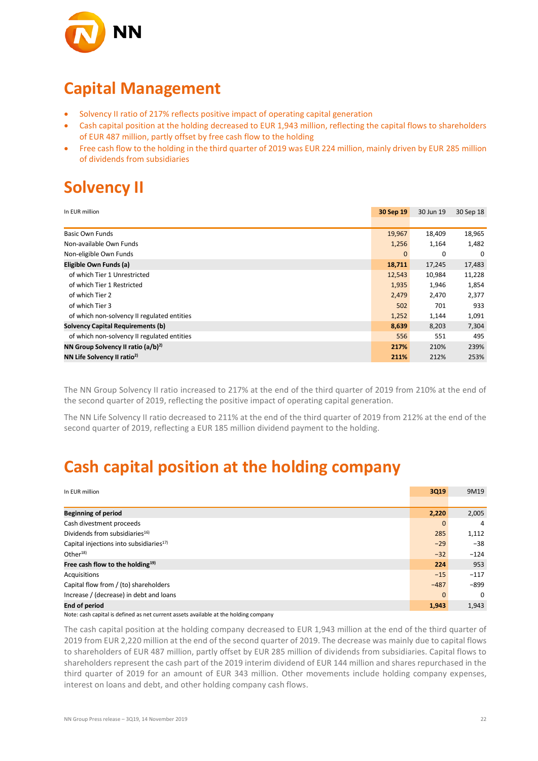# Capital Management

- Solvency II ratio of 217% reflects positive impact of operating capital generation
- Cash capital position at the holding decreased to EUR 1,943 million, reflecting the capital flows to shareholders of EUR 487 million, partly offset by free cash flow to the holding
- Free cash flow to the holding in the third quarter of 2019 was EUR 224 million, mainly driven by EUR 285 million of dividends from subsidiaries

# Solvency II

| In EUR million | 30 Sep 19 | 30 Jun 19 | 30 Sep 18 |
|---|---|---|---|
| Basic Own Funds | 19,967 | 18,409 | 18,965 |
| Non-available Own Funds | 1,256 | 1,164 | 1,482 |
| Non-eligible Own Funds | 0 | 0 | 0 |
| **Eligible Own Funds (a)** | **18,711** | 17,245 | 17,483 |
| of which Tier 1 Unrestricted | 12,543 | 10,984 | 11,228 |
| of which Tier 1 Restricted | 1,935 | 1,946 | 1,854 |
| of which Tier 2 | 2,479 | 2,470 | 2,377 |
| of which Tier 3 | 502 | 701 | 933 |
| of which non-solvency II regulated entities | 1,252 | 1,144 | 1,091 |
| **Solvency Capital Requirements (b)** | **8,639** | 8,203 | 7,304 |
| of which non-solvency II regulated entities | 556 | 551 | 495 |
| **NN Group Solvency II ratio (a/b)[2)]** | **217%** | 210% | 239% |
| **NN Life Solvency II ratio[2)]** | **211%** | 212% | 253% |

The NN Group Solvency II ratio increased to 217% at the end of the third quarter of 2019 from 210% at the end of the second quarter of 2019, reflecting the positive impact of operating capital generation.

The NN Life Solvency II ratio decreased to 211% at the end of the third quarter of 2019 from 212% at the end of the second quarter of 2019, reflecting a EUR 185 million dividend payment to the holding.

# Cash capital position at the holding company

| In EUR million | 3Q19 | 9M19 |
|---|---|---|
| **Beginning of period** | **2,220** | 2,005 |
| Cash divestment proceeds | 0 | 4 |
| Dividends from subsidiaries[16)] | 285 | 1,112 |
| Capital injections into subsidiaries[17)] | −29 | −38 |
| Other[18)] | −32 | −124 |
| **Free cash flow to the holding[19)]** | **224** | 953 |
| Acquisitions | −15 | −117 |
| Capital flow from / (to) shareholders | −487 | −899 |
| Increase / (decrease) in debt and loans | 0 | 0 |
| **End of period** | **1,943** | 1,943 |

Note: cash capital is defined as net current assets available at the holding company

The cash capital position at the holding company decreased to EUR 1,943 million at the end of the third quarter of 2019 from EUR 2,220 million at the end of the second quarter of 2019. The decrease was mainly due to capital flows to shareholders of EUR 487 million, partly offset by EUR 285 million of dividends from subsidiaries. Capital flows to shareholders represent the cash part of the 2019 interim dividend of EUR 144 million and shares repurchased in the third quarter of 2019 for an amount of EUR 343 million. Other movements include holding company expenses, interest on loans and debt, and other holding company cash flows.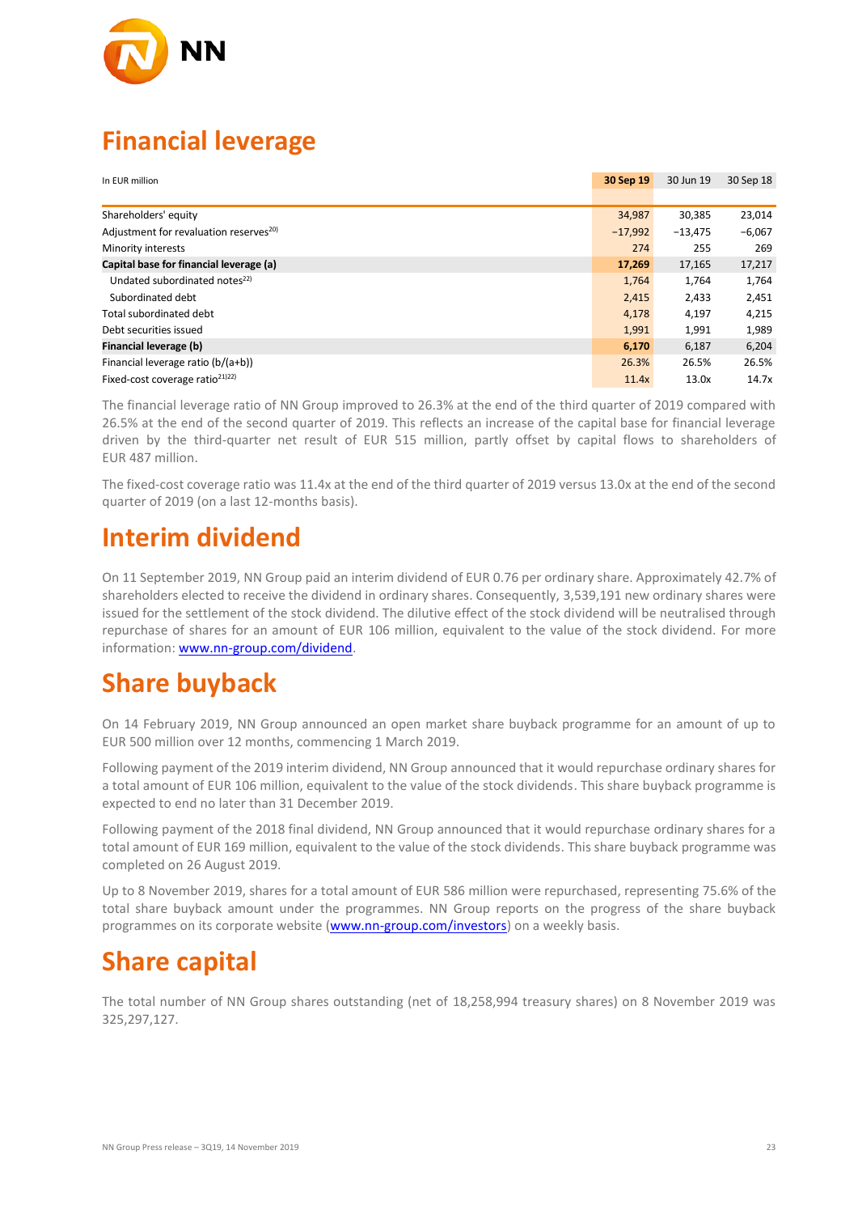# Financial leverage

| In EUR million | 30 Sep 19 | 30 Jun 19 | 30 Sep 18 |
|---|---|---|---|
| Shareholders' equity | 34,987 | 30,385 | 23,014 |
| Adjustment for revaluation reserves[20] | −17,992 | −13,475 | −6,067 |
| Minority interests | 274 | 255 | 269 |
| **Capital base for financial leverage (a)** | **17,269** | 17,165 | 17,217 |
| Undated subordinated notes[22] | 1,764 | 1,764 | 1,764 |
| Subordinated debt | 2,415 | 2,433 | 2,451 |
| Total subordinated debt | 4,178 | 4,197 | 4,215 |
| Debt securities issued | 1,991 | 1,991 | 1,989 |
| **Financial leverage (b)** | **6,170** | 6,187 | 6,204 |
| Financial leverage ratio (b/(a+b)) | 26.3% | 26.5% | 26.5% |
| Fixed-cost coverage ratio[21][22] | 11.4x | 13.0x | 14.7x |

The financial leverage ratio of NN Group improved to 26.3% at the end of the third quarter of 2019 compared with 26.5% at the end of the second quarter of 2019. This reflects an increase of the capital base for financial leverage driven by the third-quarter net result of EUR 515 million, partly offset by capital flows to shareholders of EUR 487 million.

The fixed-cost coverage ratio was 11.4x at the end of the third quarter of 2019 versus 13.0x at the end of the second quarter of 2019 (on a last 12-months basis).

# Interim dividend

On 11 September 2019, NN Group paid an interim dividend of EUR 0.76 per ordinary share. Approximately 42.7% of shareholders elected to receive the dividend in ordinary shares. Consequently, 3,539,191 new ordinary shares were issued for the settlement of the stock dividend. The dilutive effect of the stock dividend will be neutralised through repurchase of shares for an amount of EUR 106 million, equivalent to the value of the stock dividend. For more information: www.nn-group.com/dividend.

# Share buyback

On 14 February 2019, NN Group announced an open market share buyback programme for an amount of up to EUR 500 million over 12 months, commencing 1 March 2019.

Following payment of the 2019 interim dividend, NN Group announced that it would repurchase ordinary shares for a total amount of EUR 106 million, equivalent to the value of the stock dividends. This share buyback programme is expected to end no later than 31 December 2019.

Following payment of the 2018 final dividend, NN Group announced that it would repurchase ordinary shares for a total amount of EUR 169 million, equivalent to the value of the stock dividends. This share buyback programme was completed on 26 August 2019.

Up to 8 November 2019, shares for a total amount of EUR 586 million were repurchased, representing 75.6% of the total share buyback amount under the programmes. NN Group reports on the progress of the share buyback programmes on its corporate website (www.nn-group.com/investors) on a weekly basis.

# Share capital

The total number of NN Group shares outstanding (net of 18,258,994 treasury shares) on 8 November 2019 was 325,297,127.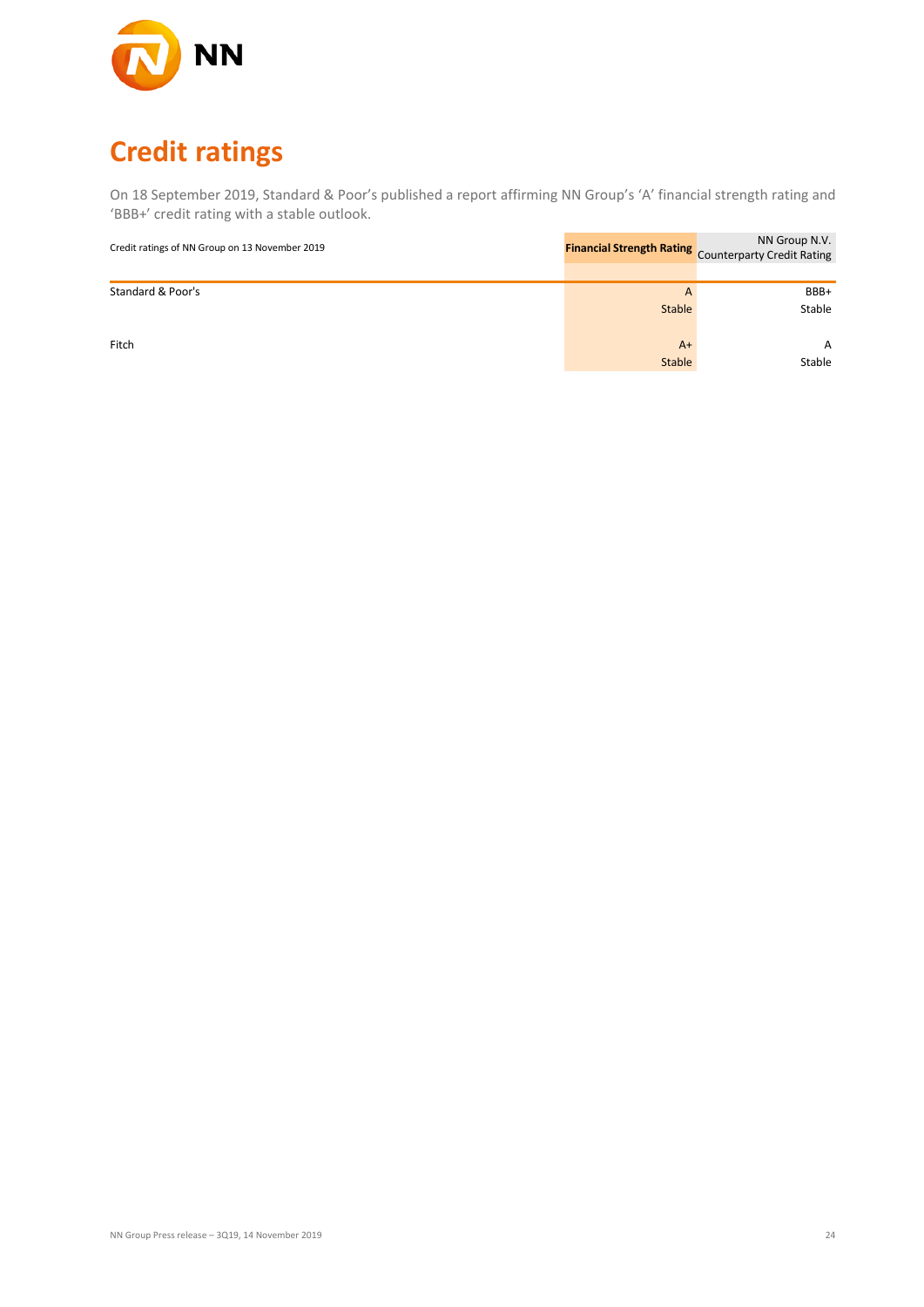# Credit ratings

On 18 September 2019, Standard & Poor's published a report affirming NN Group's 'A' financial strength rating and 'BBB+' credit rating with a stable outlook.

| Credit ratings of NN Group on 13 November 2019 | Financial Strength Rating | NN Group N.V. Counterparty Credit Rating |
|---|---|---|
| Standard & Poor's | A | BBB+ |
| | Stable | Stable |
| Fitch | A+ | A |
| | Stable | Stable |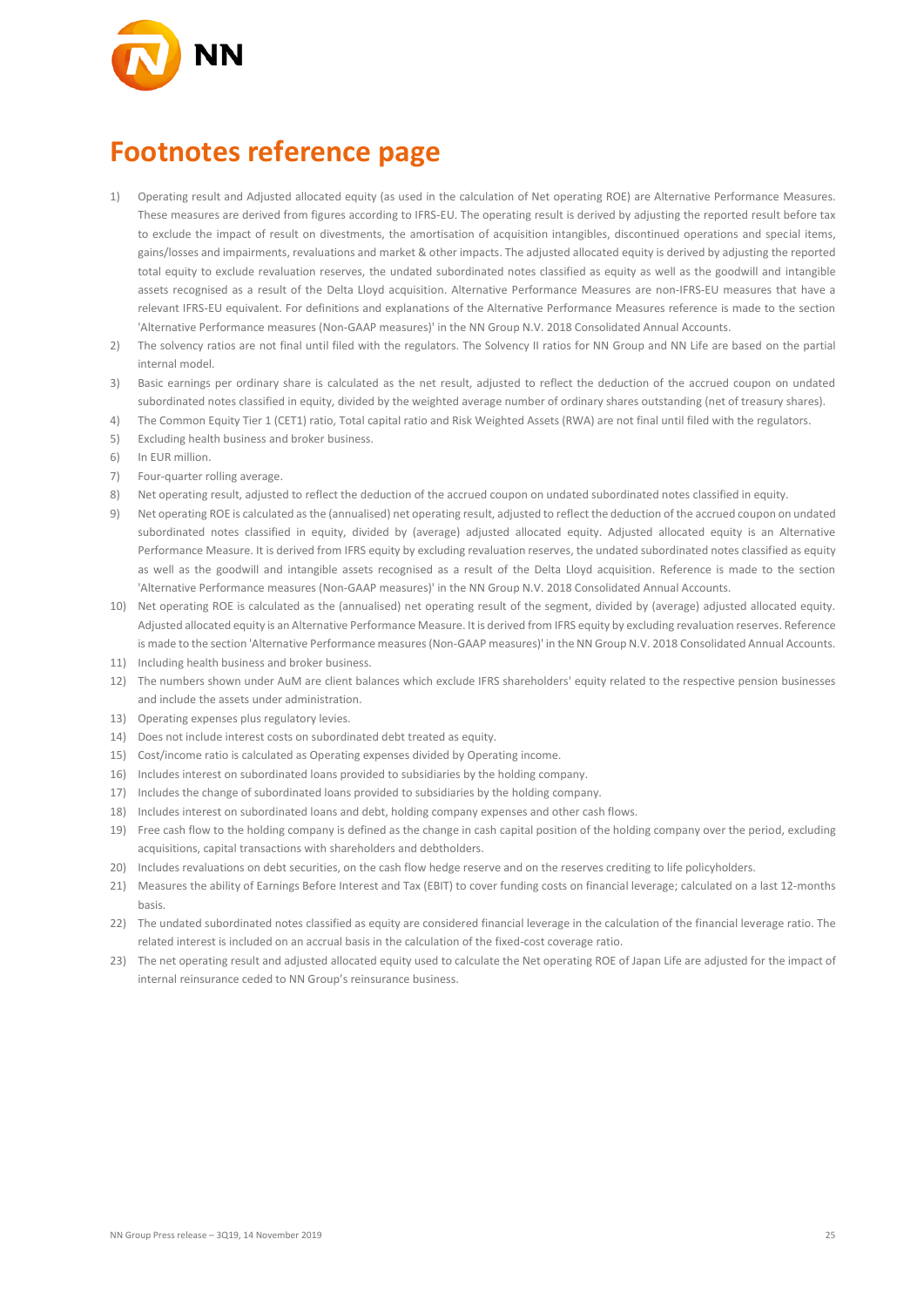# Footnotes reference page

1) Operating result and Adjusted allocated equity (as used in the calculation of Net operating ROE) are Alternative Performance Measures. These measures are derived from figures according to IFRS-EU. The operating result is derived by adjusting the reported result before tax to exclude the impact of result on divestments, the amortisation of acquisition intangibles, discontinued operations and special items, gains/losses and impairments, revaluations and market & other impacts. The adjusted allocated equity is derived by adjusting the reported total equity to exclude revaluation reserves, the undated subordinated notes classified as equity as well as the goodwill and intangible assets recognised as a result of the Delta Lloyd acquisition. Alternative Performance Measures are non-IFRS-EU measures that have a relevant IFRS-EU equivalent. For definitions and explanations of the Alternative Performance Measures reference is made to the section 'Alternative Performance measures (Non-GAAP measures)' in the NN Group N.V. 2018 Consolidated Annual Accounts.
2) The solvency ratios are not final until filed with the regulators. The Solvency II ratios for NN Group and NN Life are based on the partial internal model.
3) Basic earnings per ordinary share is calculated as the net result, adjusted to reflect the deduction of the accrued coupon on undated subordinated notes classified in equity, divided by the weighted average number of ordinary shares outstanding (net of treasury shares).
4) The Common Equity Tier 1 (CET1) ratio, Total capital ratio and Risk Weighted Assets (RWA) are not final until filed with the regulators.
5) Excluding health business and broker business.
6) In EUR million.
7) Four-quarter rolling average.
8) Net operating result, adjusted to reflect the deduction of the accrued coupon on undated subordinated notes classified in equity.
9) Net operating ROE is calculated as the (annualised) net operating result, adjusted to reflect the deduction of the accrued coupon on undated subordinated notes classified in equity, divided by (average) adjusted allocated equity. Adjusted allocated equity is an Alternative Performance Measure. It is derived from IFRS equity by excluding revaluation reserves, the undated subordinated notes classified as equity as well as the goodwill and intangible assets recognised as a result of the Delta Lloyd acquisition. Reference is made to the section 'Alternative Performance measures (Non-GAAP measures)' in the NN Group N.V. 2018 Consolidated Annual Accounts.
10) Net operating ROE is calculated as the (annualised) net operating result of the segment, divided by (average) adjusted allocated equity. Adjusted allocated equity is an Alternative Performance Measure. It is derived from IFRS equity by excluding revaluation reserves. Reference is made to the section 'Alternative Performance measures (Non-GAAP measures)' in the NN Group N.V. 2018 Consolidated Annual Accounts.
11) Including health business and broker business.
12) The numbers shown under AuM are client balances which exclude IFRS shareholders' equity related to the respective pension businesses and include the assets under administration.
13) Operating expenses plus regulatory levies.
14) Does not include interest costs on subordinated debt treated as equity.
15) Cost/income ratio is calculated as Operating expenses divided by Operating income.
16) Includes interest on subordinated loans provided to subsidiaries by the holding company.
17) Includes the change of subordinated loans provided to subsidiaries by the holding company.
18) Includes interest on subordinated loans and debt, holding company expenses and other cash flows.
19) Free cash flow to the holding company is defined as the change in cash capital position of the holding company over the period, excluding acquisitions, capital transactions with shareholders and debtholders.
20) Includes revaluations on debt securities, on the cash flow hedge reserve and on the reserves crediting to life policyholders.
21) Measures the ability of Earnings Before Interest and Tax (EBIT) to cover funding costs on financial leverage; calculated on a last 12-months basis.
22) The undated subordinated notes classified as equity are considered financial leverage in the calculation of the financial leverage ratio. The related interest is included on an accrual basis in the calculation of the fixed-cost coverage ratio.
23) The net operating result and adjusted allocated equity used to calculate the Net operating ROE of Japan Life are adjusted for the impact of internal reinsurance ceded to NN Group's reinsurance business.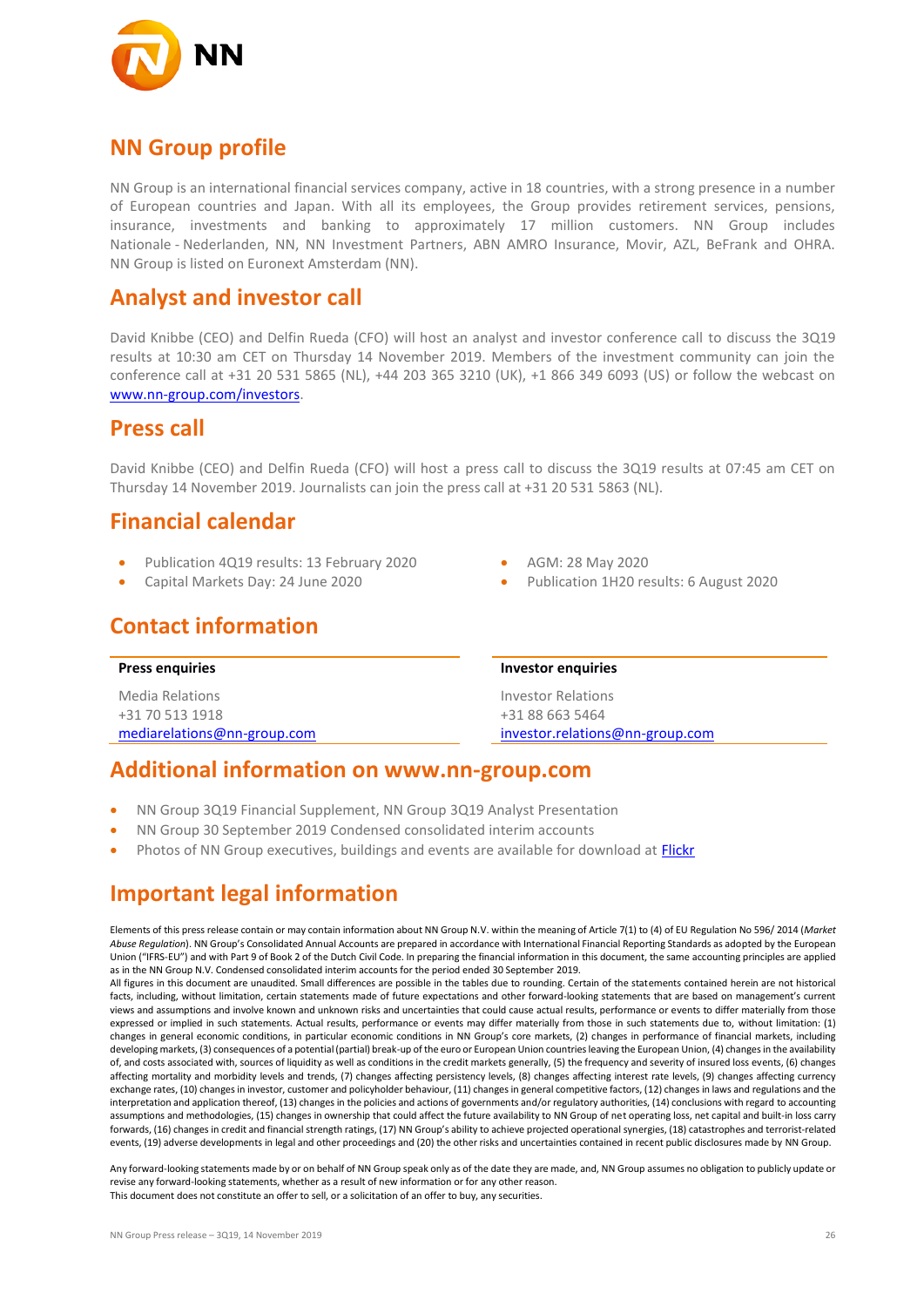## NN Group profile

NN Group is an international financial services company, active in 18 countries, with a strong presence in a number of European countries and Japan. With all its employees, the Group provides retirement services, pensions, insurance, investments and banking to approximately 17 million customers. NN Group includes Nationale - Nederlanden, NN, NN Investment Partners, ABN AMRO Insurance, Movir, AZL, BeFrank and OHRA. NN Group is listed on Euronext Amsterdam (NN).

## Analyst and investor call

David Knibbe (CEO) and Delfin Rueda (CFO) will host an analyst and investor conference call to discuss the 3Q19 results at 10:30 am CET on Thursday 14 November 2019. Members of the investment community can join the conference call at +31 20 531 5865 (NL), +44 203 365 3210 (UK), +1 866 349 6093 (US) or follow the webcast on www.nn-group.com/investors.

## Press call

David Knibbe (CEO) and Delfin Rueda (CFO) will host a press call to discuss the 3Q19 results at 07:45 am CET on Thursday 14 November 2019. Journalists can join the press call at +31 20 531 5863 (NL).

## Financial calendar

- Publication 4Q19 results: 13 February 2020
- Capital Markets Day: 24 June 2020
- AGM: 28 May 2020
- Publication 1H20 results: 6 August 2020

## Contact information

**Press enquiries**

Media Relations
+31 70 513 1918
mediarelations@nn-group.com

**Investor enquiries**

Investor Relations
+31 88 663 5464
investor.relations@nn-group.com

## Additional information on www.nn-group.com

- NN Group 3Q19 Financial Supplement, NN Group 3Q19 Analyst Presentation
- NN Group 30 September 2019 Condensed consolidated interim accounts
- Photos of NN Group executives, buildings and events are available for download at Flickr

## Important legal information

Elements of this press release contain or may contain information about NN Group N.V. within the meaning of Article 7(1) to (4) of EU Regulation No 596/ 2014 (*Market Abuse Regulation*). NN Group's Consolidated Annual Accounts are prepared in accordance with International Financial Reporting Standards as adopted by the European Union ("IFRS-EU") and with Part 9 of Book 2 of the Dutch Civil Code. In preparing the financial information in this document, the same accounting principles are applied as in the NN Group N.V. Condensed consolidated interim accounts for the period ended 30 September 2019.

All figures in this document are unaudited. Small differences are possible in the tables due to rounding. Certain of the statements contained herein are not historical facts, including, without limitation, certain statements made of future expectations and other forward-looking statements that are based on management's current views and assumptions and involve known and unknown risks and uncertainties that could cause actual results, performance or events to differ materially from those expressed or implied in such statements. Actual results, performance or events may differ materially from those in such statements due to, without limitation: (1) changes in general economic conditions, in particular economic conditions in NN Group's core markets, (2) changes in performance of financial markets, including developing markets, (3) consequences of a potential (partial) break-up of the euro or European Union countries leaving the European Union, (4) changes in the availability of, and costs associated with, sources of liquidity as well as conditions in the credit markets generally, (5) the frequency and severity of insured loss events, (6) changes affecting mortality and morbidity levels and trends, (7) changes affecting persistency levels, (8) changes affecting interest rate levels, (9) changes affecting currency exchange rates, (10) changes in investor, customer and policyholder behaviour, (11) changes in general competitive factors, (12) changes in laws and regulations and the interpretation and application thereof, (13) changes in the policies and actions of governments and/or regulatory authorities, (14) conclusions with regard to accounting assumptions and methodologies, (15) changes in ownership that could affect the future availability to NN Group of net operating loss, net capital and built-in loss carry forwards, (16) changes in credit and financial strength ratings, (17) NN Group's ability to achieve projected operational synergies, (18) catastrophes and terrorist-related events, (19) adverse developments in legal and other proceedings and (20) the other risks and uncertainties contained in recent public disclosures made by NN Group.

Any forward-looking statements made by or on behalf of NN Group speak only as of the date they are made, and, NN Group assumes no obligation to publicly update or revise any forward-looking statements, whether as a result of new information or for any other reason.
This document does not constitute an offer to sell, or a solicitation of an offer to buy, any securities.